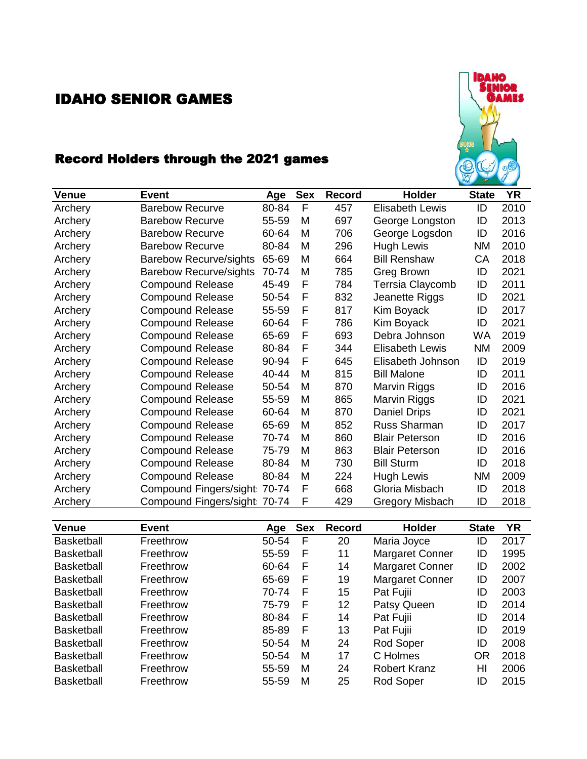# IDAHO SENIOR GAMES

## Record Holders through the 2021 games

| Venue | Event | Age | Sex | Record | Holder | State | YR |
|---|---|---|---|---|---|---|---|
| Archery | Barebow Recurve | 80-84 | F | 457 | Elisabeth Lewis | ID | 2010 |
| Archery | Barebow Recurve | 55-59 | M | 697 | George Longston | ID | 2013 |
| Archery | Barebow Recurve | 60-64 | M | 706 | George Logsdon | ID | 2016 |
| Archery | Barebow Recurve | 80-84 | M | 296 | Hugh Lewis | NM | 2010 |
| Archery | Barebow Recurve/sights | 65-69 | M | 664 | Bill Renshaw | CA | 2018 |
| Archery | Barebow Recurve/sights | 70-74 | M | 785 | Greg Brown | ID | 2021 |
| Archery | Compound Release | 45-49 | F | 784 | Terrsia Claycomb | ID | 2011 |
| Archery | Compound Release | 50-54 | F | 832 | Jeanette Riggs | ID | 2021 |
| Archery | Compound Release | 55-59 | F | 817 | Kim Boyack | ID | 2017 |
| Archery | Compound Release | 60-64 | F | 786 | Kim Boyack | ID | 2021 |
| Archery | Compound Release | 65-69 | F | 693 | Debra Johnson | WA | 2019 |
| Archery | Compound Release | 80-84 | F | 344 | Elisabeth Lewis | NM | 2009 |
| Archery | Compound Release | 90-94 | F | 645 | Elisabeth Johnson | ID | 2019 |
| Archery | Compound Release | 40-44 | M | 815 | Bill Malone | ID | 2011 |
| Archery | Compound Release | 50-54 | M | 870 | Marvin Riggs | ID | 2016 |
| Archery | Compound Release | 55-59 | M | 865 | Marvin Riggs | ID | 2021 |
| Archery | Compound Release | 60-64 | M | 870 | Daniel Drips | ID | 2021 |
| Archery | Compound Release | 65-69 | M | 852 | Russ Sharman | ID | 2017 |
| Archery | Compound Release | 70-74 | M | 860 | Blair Peterson | ID | 2016 |
| Archery | Compound Release | 75-79 | M | 863 | Blair Peterson | ID | 2016 |
| Archery | Compound Release | 80-84 | M | 730 | Bill Sturm | ID | 2018 |
| Archery | Compound Release | 80-84 | M | 224 | Hugh Lewis | NM | 2009 |
| Archery | Compound Fingers/sight | 70-74 | F | 668 | Gloria Misbach | ID | 2018 |
| Archery | Compound Fingers/sight | 70-74 | F | 429 | Gregory Misbach | ID | 2018 |

| Venue | Event | Age | Sex | Record | Holder | State | YR |
|---|---|---|---|---|---|---|---|
| Basketball | Freethrow | 50-54 | F | 20 | Maria Joyce | ID | 2017 |
| Basketball | Freethrow | 55-59 | F | 11 | Margaret Conner | ID | 1995 |
| Basketball | Freethrow | 60-64 | F | 14 | Margaret Conner | ID | 2002 |
| Basketball | Freethrow | 65-69 | F | 19 | Margaret Conner | ID | 2007 |
| Basketball | Freethrow | 70-74 | F | 15 | Pat Fujii | ID | 2003 |
| Basketball | Freethrow | 75-79 | F | 12 | Patsy Queen | ID | 2014 |
| Basketball | Freethrow | 80-84 | F | 14 | Pat Fujii | ID | 2014 |
| Basketball | Freethrow | 85-89 | F | 13 | Pat Fujii | ID | 2019 |
| Basketball | Freethrow | 50-54 | M | 24 | Rod Soper | ID | 2008 |
| Basketball | Freethrow | 50-54 | M | 17 | C Holmes | OR | 2018 |
| Basketball | Freethrow | 55-59 | M | 24 | Robert Kranz | HI | 2006 |
| Basketball | Freethrow | 55-59 | M | 25 | Rod Soper | ID | 2015 |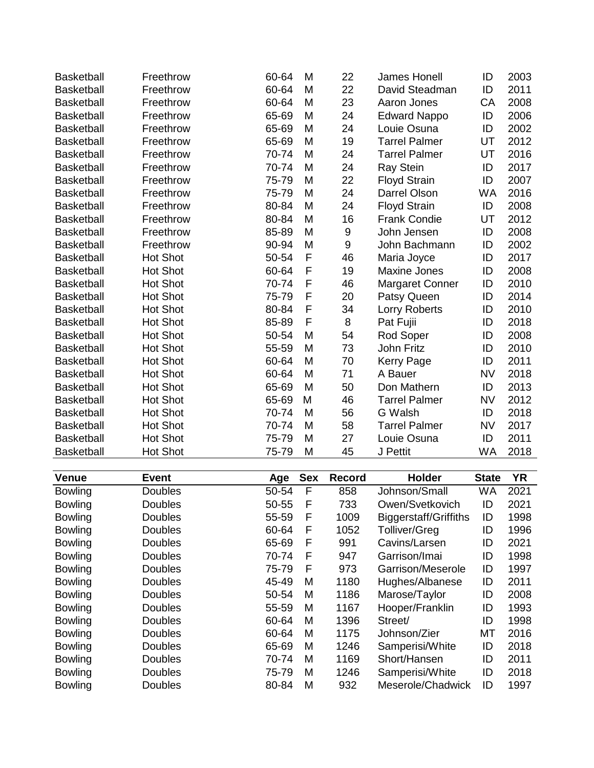| Basketball | Freethrow | 60-64 | M | 22 | James Honell | ID | 2003 |
|---|---|---|---|---|---|---|---|
| Basketball | Freethrow | 60-64 | M | 22 | David Steadman | ID | 2011 |
| Basketball | Freethrow | 60-64 | M | 23 | Aaron Jones | CA | 2008 |
| Basketball | Freethrow | 65-69 | M | 24 | Edward Nappo | ID | 2006 |
| Basketball | Freethrow | 65-69 | M | 24 | Louie Osuna | ID | 2002 |
| Basketball | Freethrow | 65-69 | M | 19 | Tarrel Palmer | UT | 2012 |
| Basketball | Freethrow | 70-74 | M | 24 | Tarrel Palmer | UT | 2016 |
| Basketball | Freethrow | 70-74 | M | 24 | Ray Stein | ID | 2017 |
| Basketball | Freethrow | 75-79 | M | 22 | Floyd Strain | ID | 2007 |
| Basketball | Freethrow | 75-79 | M | 24 | Darrel Olson | WA | 2016 |
| Basketball | Freethrow | 80-84 | M | 24 | Floyd Strain | ID | 2008 |
| Basketball | Freethrow | 80-84 | M | 16 | Frank Condie | UT | 2012 |
| Basketball | Freethrow | 85-89 | M | 9 | John Jensen | ID | 2008 |
| Basketball | Freethrow | 90-94 | M | 9 | John Bachmann | ID | 2002 |
| Basketball | Hot Shot | 50-54 | F | 46 | Maria Joyce | ID | 2017 |
| Basketball | Hot Shot | 60-64 | F | 19 | Maxine Jones | ID | 2008 |
| Basketball | Hot Shot | 70-74 | F | 46 | Margaret Conner | ID | 2010 |
| Basketball | Hot Shot | 75-79 | F | 20 | Patsy Queen | ID | 2014 |
| Basketball | Hot Shot | 80-84 | F | 34 | Lorry Roberts | ID | 2010 |
| Basketball | Hot Shot | 85-89 | F | 8 | Pat Fujii | ID | 2018 |
| Basketball | Hot Shot | 50-54 | M | 54 | Rod Soper | ID | 2008 |
| Basketball | Hot Shot | 55-59 | M | 73 | John Fritz | ID | 2010 |
| Basketball | Hot Shot | 60-64 | M | 70 | Kerry Page | ID | 2011 |
| Basketball | Hot Shot | 60-64 | M | 71 | A Bauer | NV | 2018 |
| Basketball | Hot Shot | 65-69 | M | 50 | Don Mathern | ID | 2013 |
| Basketball | Hot Shot | 65-69 | M | 46 | Tarrel Palmer | NV | 2012 |
| Basketball | Hot Shot | 70-74 | M | 56 | G Walsh | ID | 2018 |
| Basketball | Hot Shot | 70-74 | M | 58 | Tarrel Palmer | NV | 2017 |
| Basketball | Hot Shot | 75-79 | M | 27 | Louie Osuna | ID | 2011 |
| Basketball | Hot Shot | 75-79 | M | 45 | J Pettit | WA | 2018 |

| Venue | Event | Age | Sex | Record | Holder | State | YR |
|---|---|---|---|---|---|---|---|
| Bowling | Doubles | 50-54 | F | 858 | Johnson/Small | WA | 2021 |
| Bowling | Doubles | 50-55 | F | 733 | Owen/Svetkovich | ID | 2021 |
| Bowling | Doubles | 55-59 | F | 1009 | Biggerstaff/Griffiths | ID | 1998 |
| Bowling | Doubles | 60-64 | F | 1052 | Tolliver/Greg | ID | 1996 |
| Bowling | Doubles | 65-69 | F | 991 | Cavins/Larsen | ID | 2021 |
| Bowling | Doubles | 70-74 | F | 947 | Garrison/Imai | ID | 1998 |
| Bowling | Doubles | 75-79 | F | 973 | Garrison/Meserole | ID | 1997 |
| Bowling | Doubles | 45-49 | M | 1180 | Hughes/Albanese | ID | 2011 |
| Bowling | Doubles | 50-54 | M | 1186 | Marose/Taylor | ID | 2008 |
| Bowling | Doubles | 55-59 | M | 1167 | Hooper/Franklin | ID | 1993 |
| Bowling | Doubles | 60-64 | M | 1396 | Street/ | ID | 1998 |
| Bowling | Doubles | 60-64 | M | 1175 | Johnson/Zier | MT | 2016 |
| Bowling | Doubles | 65-69 | M | 1246 | Samperisi/White | ID | 2018 |
| Bowling | Doubles | 70-74 | M | 1169 | Short/Hansen | ID | 2011 |
| Bowling | Doubles | 75-79 | M | 1246 | Samperisi/White | ID | 2018 |
| Bowling | Doubles | 80-84 | M | 932 | Meserole/Chadwick | ID | 1997 |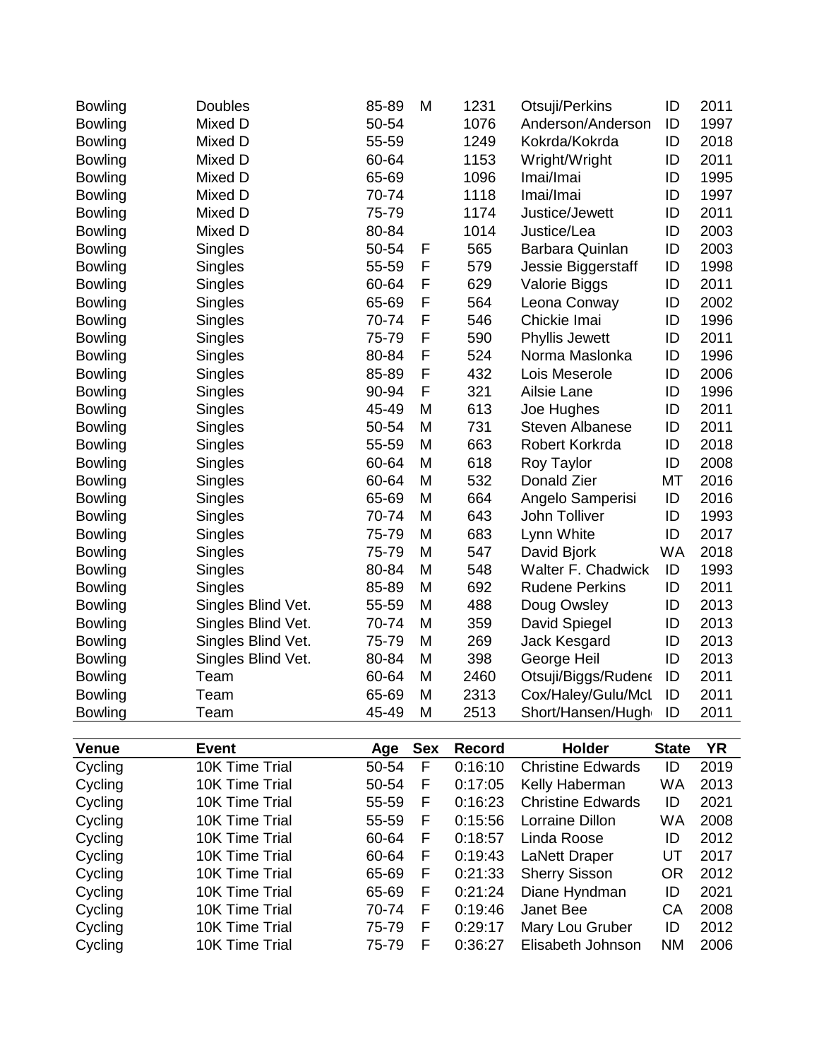| | | | | | | | |
|---|---|---|---|---|---|---|---|
| Bowling | Doubles | 85-89 | M | 1231 | Otsuji/Perkins | ID | 2011 |
| Bowling | Mixed D | 50-54 | | 1076 | Anderson/Anderson | ID | 1997 |
| Bowling | Mixed D | 55-59 | | 1249 | Kokrda/Kokrda | ID | 2018 |
| Bowling | Mixed D | 60-64 | | 1153 | Wright/Wright | ID | 2011 |
| Bowling | Mixed D | 65-69 | | 1096 | Imai/Imai | ID | 1995 |
| Bowling | Mixed D | 70-74 | | 1118 | Imai/Imai | ID | 1997 |
| Bowling | Mixed D | 75-79 | | 1174 | Justice/Jewett | ID | 2011 |
| Bowling | Mixed D | 80-84 | | 1014 | Justice/Lea | ID | 2003 |
| Bowling | Singles | 50-54 | F | 565 | Barbara Quinlan | ID | 2003 |
| Bowling | Singles | 55-59 | F | 579 | Jessie Biggerstaff | ID | 1998 |
| Bowling | Singles | 60-64 | F | 629 | Valorie Biggs | ID | 2011 |
| Bowling | Singles | 65-69 | F | 564 | Leona Conway | ID | 2002 |
| Bowling | Singles | 70-74 | F | 546 | Chickie Imai | ID | 1996 |
| Bowling | Singles | 75-79 | F | 590 | Phyllis Jewett | ID | 2011 |
| Bowling | Singles | 80-84 | F | 524 | Norma Maslonka | ID | 1996 |
| Bowling | Singles | 85-89 | F | 432 | Lois Meserole | ID | 2006 |
| Bowling | Singles | 90-94 | F | 321 | Ailsie Lane | ID | 1996 |
| Bowling | Singles | 45-49 | M | 613 | Joe Hughes | ID | 2011 |
| Bowling | Singles | 50-54 | M | 731 | Steven Albanese | ID | 2011 |
| Bowling | Singles | 55-59 | M | 663 | Robert Korkrda | ID | 2018 |
| Bowling | Singles | 60-64 | M | 618 | Roy Taylor | ID | 2008 |
| Bowling | Singles | 60-64 | M | 532 | Donald Zier | MT | 2016 |
| Bowling | Singles | 65-69 | M | 664 | Angelo Samperisi | ID | 2016 |
| Bowling | Singles | 70-74 | M | 643 | John Tolliver | ID | 1993 |
| Bowling | Singles | 75-79 | M | 683 | Lynn White | ID | 2017 |
| Bowling | Singles | 75-79 | M | 547 | David Bjork | WA | 2018 |
| Bowling | Singles | 80-84 | M | 548 | Walter F. Chadwick | ID | 1993 |
| Bowling | Singles | 85-89 | M | 692 | Rudene Perkins | ID | 2011 |
| Bowling | Singles Blind Vet. | 55-59 | M | 488 | Doug Owsley | ID | 2013 |
| Bowling | Singles Blind Vet. | 70-74 | M | 359 | David Spiegel | ID | 2013 |
| Bowling | Singles Blind Vet. | 75-79 | M | 269 | Jack Kesgard | ID | 2013 |
| Bowling | Singles Blind Vet. | 80-84 | M | 398 | George Heil | ID | 2013 |
| Bowling | Team | 60-64 | M | 2460 | Otsuji/Biggs/Rudene | ID | 2011 |
| Bowling | Team | 65-69 | M | 2313 | Cox/Haley/Gulu/McL | ID | 2011 |
| Bowling | Team | 45-49 | M | 2513 | Short/Hansen/Hugh | ID | 2011 |

| Venue | Event | Age | Sex | Record | Holder | State | YR |
|---|---|---|---|---|---|---|---|
| Cycling | 10K Time Trial | 50-54 | F | 0:16:10 | Christine Edwards | ID | 2019 |
| Cycling | 10K Time Trial | 50-54 | F | 0:17:05 | Kelly Haberman | WA | 2013 |
| Cycling | 10K Time Trial | 55-59 | F | 0:16:23 | Christine Edwards | ID | 2021 |
| Cycling | 10K Time Trial | 55-59 | F | 0:15:56 | Lorraine Dillon | WA | 2008 |
| Cycling | 10K Time Trial | 60-64 | F | 0:18:57 | Linda Roose | ID | 2012 |
| Cycling | 10K Time Trial | 60-64 | F | 0:19:43 | LaNett Draper | UT | 2017 |
| Cycling | 10K Time Trial | 65-69 | F | 0:21:33 | Sherry Sisson | OR | 2012 |
| Cycling | 10K Time Trial | 65-69 | F | 0:21:24 | Diane Hyndman | ID | 2021 |
| Cycling | 10K Time Trial | 70-74 | F | 0:19:46 | Janet Bee | CA | 2008 |
| Cycling | 10K Time Trial | 75-79 | F | 0:29:17 | Mary Lou Gruber | ID | 2012 |
| Cycling | 10K Time Trial | 75-79 | F | 0:36:27 | Elisabeth Johnson | NM | 2006 |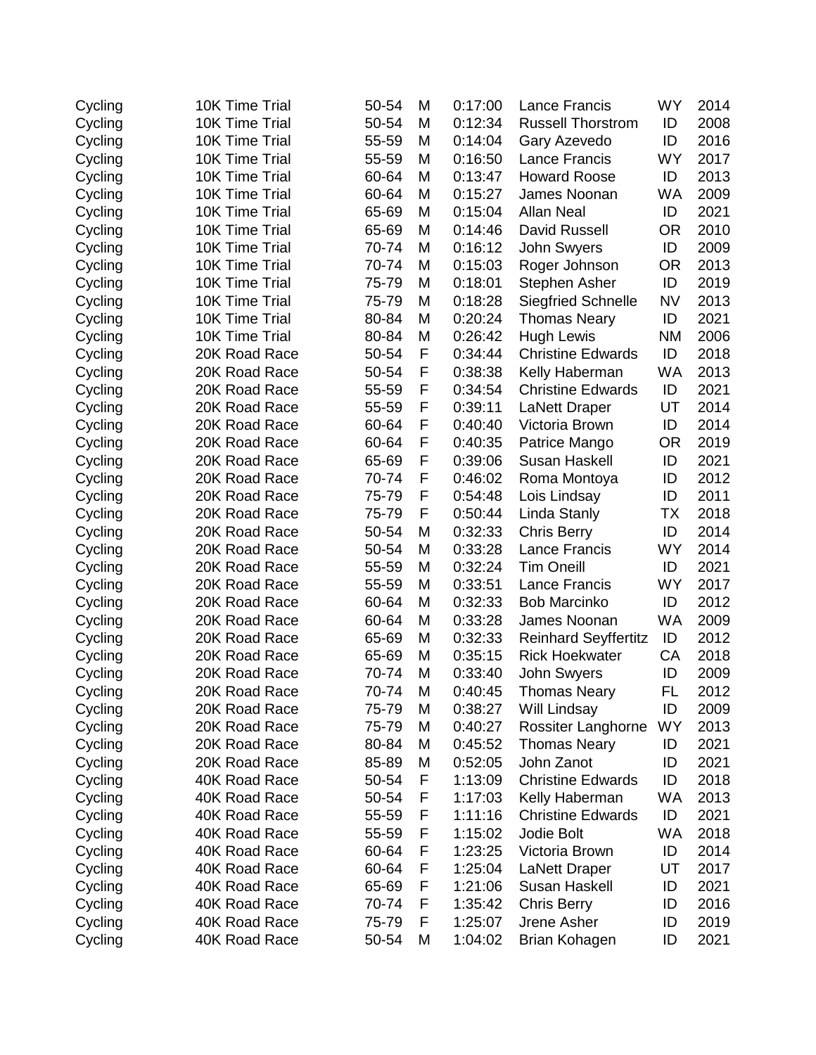| | | | | | | | |
|---|---|---|---|---|---|---|---|
| Cycling | 10K Time Trial | 50-54 | M | 0:17:00 | Lance Francis | WY | 2014 |
| Cycling | 10K Time Trial | 50-54 | M | 0:12:34 | Russell Thorstrom | ID | 2008 |
| Cycling | 10K Time Trial | 55-59 | M | 0:14:04 | Gary Azevedo | ID | 2016 |
| Cycling | 10K Time Trial | 55-59 | M | 0:16:50 | Lance Francis | WY | 2017 |
| Cycling | 10K Time Trial | 60-64 | M | 0:13:47 | Howard Roose | ID | 2013 |
| Cycling | 10K Time Trial | 60-64 | M | 0:15:27 | James Noonan | WA | 2009 |
| Cycling | 10K Time Trial | 65-69 | M | 0:15:04 | Allan Neal | ID | 2021 |
| Cycling | 10K Time Trial | 65-69 | M | 0:14:46 | David Russell | OR | 2010 |
| Cycling | 10K Time Trial | 70-74 | M | 0:16:12 | John Swyers | ID | 2009 |
| Cycling | 10K Time Trial | 70-74 | M | 0:15:03 | Roger Johnson | OR | 2013 |
| Cycling | 10K Time Trial | 75-79 | M | 0:18:01 | Stephen Asher | ID | 2019 |
| Cycling | 10K Time Trial | 75-79 | M | 0:18:28 | Siegfried Schnelle | NV | 2013 |
| Cycling | 10K Time Trial | 80-84 | M | 0:20:24 | Thomas Neary | ID | 2021 |
| Cycling | 10K Time Trial | 80-84 | M | 0:26:42 | Hugh Lewis | NM | 2006 |
| Cycling | 20K Road Race | 50-54 | F | 0:34:44 | Christine Edwards | ID | 2018 |
| Cycling | 20K Road Race | 50-54 | F | 0:38:38 | Kelly Haberman | WA | 2013 |
| Cycling | 20K Road Race | 55-59 | F | 0:34:54 | Christine Edwards | ID | 2021 |
| Cycling | 20K Road Race | 55-59 | F | 0:39:11 | LaNett Draper | UT | 2014 |
| Cycling | 20K Road Race | 60-64 | F | 0:40:40 | Victoria Brown | ID | 2014 |
| Cycling | 20K Road Race | 60-64 | F | 0:40:35 | Patrice Mango | OR | 2019 |
| Cycling | 20K Road Race | 65-69 | F | 0:39:06 | Susan Haskell | ID | 2021 |
| Cycling | 20K Road Race | 70-74 | F | 0:46:02 | Roma Montoya | ID | 2012 |
| Cycling | 20K Road Race | 75-79 | F | 0:54:48 | Lois Lindsay | ID | 2011 |
| Cycling | 20K Road Race | 75-79 | F | 0:50:44 | Linda Stanly | TX | 2018 |
| Cycling | 20K Road Race | 50-54 | M | 0:32:33 | Chris Berry | ID | 2014 |
| Cycling | 20K Road Race | 50-54 | M | 0:33:28 | Lance Francis | WY | 2014 |
| Cycling | 20K Road Race | 55-59 | M | 0:32:24 | Tim Oneill | ID | 2021 |
| Cycling | 20K Road Race | 55-59 | M | 0:33:51 | Lance Francis | WY | 2017 |
| Cycling | 20K Road Race | 60-64 | M | 0:32:33 | Bob Marcinko | ID | 2012 |
| Cycling | 20K Road Race | 60-64 | M | 0:33:28 | James Noonan | WA | 2009 |
| Cycling | 20K Road Race | 65-69 | M | 0:32:33 | Reinhard Seyffertitz | ID | 2012 |
| Cycling | 20K Road Race | 65-69 | M | 0:35:15 | Rick Hoekwater | CA | 2018 |
| Cycling | 20K Road Race | 70-74 | M | 0:33:40 | John Swyers | ID | 2009 |
| Cycling | 20K Road Race | 70-74 | M | 0:40:45 | Thomas Neary | FL | 2012 |
| Cycling | 20K Road Race | 75-79 | M | 0:38:27 | Will Lindsay | ID | 2009 |
| Cycling | 20K Road Race | 75-79 | M | 0:40:27 | Rossiter Langhorne | WY | 2013 |
| Cycling | 20K Road Race | 80-84 | M | 0:45:52 | Thomas Neary | ID | 2021 |
| Cycling | 20K Road Race | 85-89 | M | 0:52:05 | John Zanot | ID | 2021 |
| Cycling | 40K Road Race | 50-54 | F | 1:13:09 | Christine Edwards | ID | 2018 |
| Cycling | 40K Road Race | 50-54 | F | 1:17:03 | Kelly Haberman | WA | 2013 |
| Cycling | 40K Road Race | 55-59 | F | 1:11:16 | Christine Edwards | ID | 2021 |
| Cycling | 40K Road Race | 55-59 | F | 1:15:02 | Jodie Bolt | WA | 2018 |
| Cycling | 40K Road Race | 60-64 | F | 1:23:25 | Victoria Brown | ID | 2014 |
| Cycling | 40K Road Race | 60-64 | F | 1:25:04 | LaNett Draper | UT | 2017 |
| Cycling | 40K Road Race | 65-69 | F | 1:21:06 | Susan Haskell | ID | 2021 |
| Cycling | 40K Road Race | 70-74 | F | 1:35:42 | Chris Berry | ID | 2016 |
| Cycling | 40K Road Race | 75-79 | F | 1:25:07 | Jrene Asher | ID | 2019 |
| Cycling | 40K Road Race | 50-54 | M | 1:04:02 | Brian Kohagen | ID | 2021 |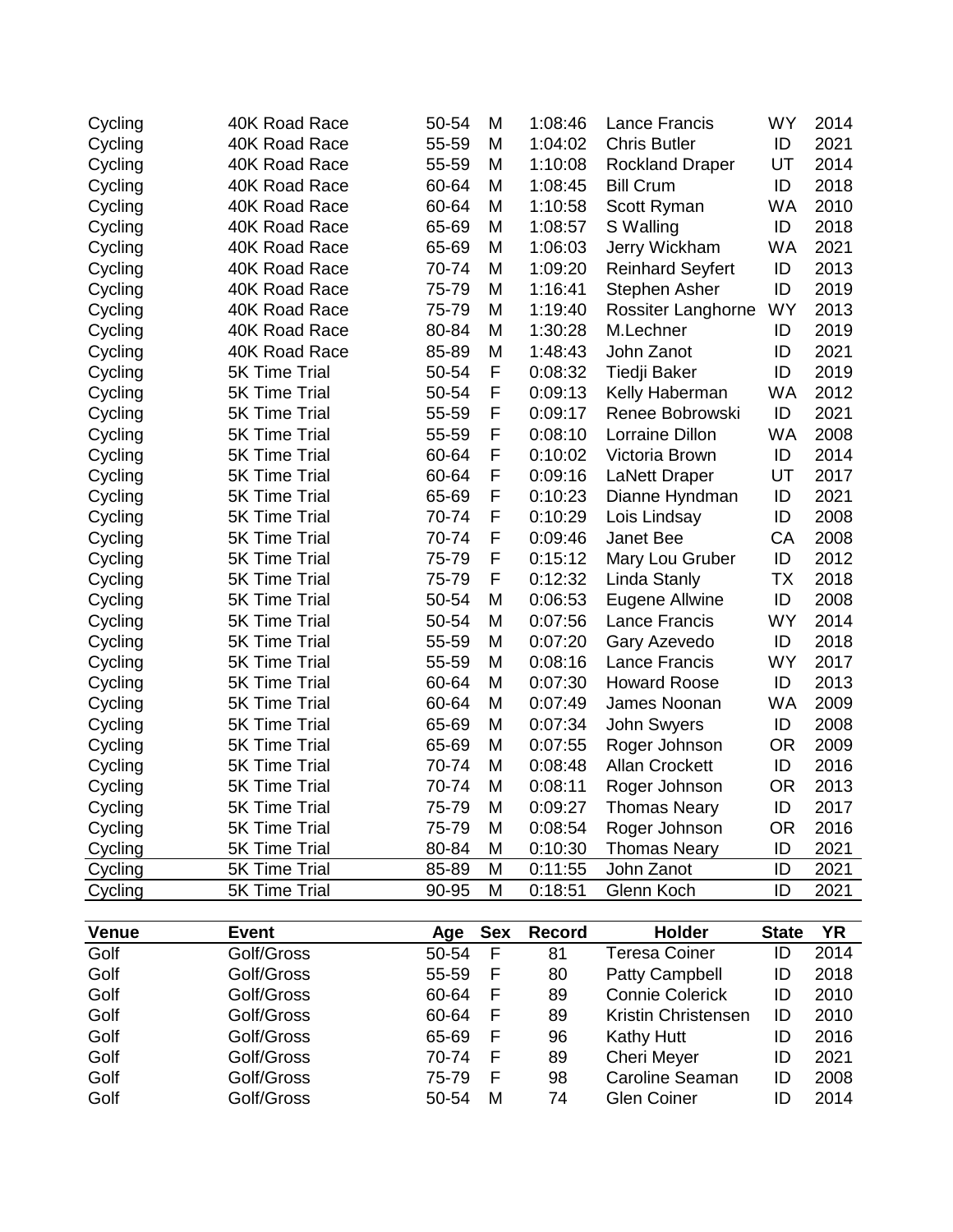| | | | | | | | |
|---|---|---|---|---|---|---|---|
| Cycling | 40K Road Race | 50-54 | M | 1:08:46 | Lance Francis | WY | 2014 |
| Cycling | 40K Road Race | 55-59 | M | 1:04:02 | Chris Butler | ID | 2021 |
| Cycling | 40K Road Race | 55-59 | M | 1:10:08 | Rockland Draper | UT | 2014 |
| Cycling | 40K Road Race | 60-64 | M | 1:08:45 | Bill Crum | ID | 2018 |
| Cycling | 40K Road Race | 60-64 | M | 1:10:58 | Scott Ryman | WA | 2010 |
| Cycling | 40K Road Race | 65-69 | M | 1:08:57 | S Walling | ID | 2018 |
| Cycling | 40K Road Race | 65-69 | M | 1:06:03 | Jerry Wickham | WA | 2021 |
| Cycling | 40K Road Race | 70-74 | M | 1:09:20 | Reinhard Seyfert | ID | 2013 |
| Cycling | 40K Road Race | 75-79 | M | 1:16:41 | Stephen Asher | ID | 2019 |
| Cycling | 40K Road Race | 75-79 | M | 1:19:40 | Rossiter Langhorne | WY | 2013 |
| Cycling | 40K Road Race | 80-84 | M | 1:30:28 | M.Lechner | ID | 2019 |
| Cycling | 40K Road Race | 85-89 | M | 1:48:43 | John Zanot | ID | 2021 |
| Cycling | 5K Time Trial | 50-54 | F | 0:08:32 | Tiedji Baker | ID | 2019 |
| Cycling | 5K Time Trial | 50-54 | F | 0:09:13 | Kelly Haberman | WA | 2012 |
| Cycling | 5K Time Trial | 55-59 | F | 0:09:17 | Renee Bobrowski | ID | 2021 |
| Cycling | 5K Time Trial | 55-59 | F | 0:08:10 | Lorraine Dillon | WA | 2008 |
| Cycling | 5K Time Trial | 60-64 | F | 0:10:02 | Victoria Brown | ID | 2014 |
| Cycling | 5K Time Trial | 60-64 | F | 0:09:16 | LaNett Draper | UT | 2017 |
| Cycling | 5K Time Trial | 65-69 | F | 0:10:23 | Dianne Hyndman | ID | 2021 |
| Cycling | 5K Time Trial | 70-74 | F | 0:10:29 | Lois Lindsay | ID | 2008 |
| Cycling | 5K Time Trial | 70-74 | F | 0:09:46 | Janet Bee | CA | 2008 |
| Cycling | 5K Time Trial | 75-79 | F | 0:15:12 | Mary Lou Gruber | ID | 2012 |
| Cycling | 5K Time Trial | 75-79 | F | 0:12:32 | Linda Stanly | TX | 2018 |
| Cycling | 5K Time Trial | 50-54 | M | 0:06:53 | Eugene Allwine | ID | 2008 |
| Cycling | 5K Time Trial | 50-54 | M | 0:07:56 | Lance Francis | WY | 2014 |
| Cycling | 5K Time Trial | 55-59 | M | 0:07:20 | Gary Azevedo | ID | 2018 |
| Cycling | 5K Time Trial | 55-59 | M | 0:08:16 | Lance Francis | WY | 2017 |
| Cycling | 5K Time Trial | 60-64 | M | 0:07:30 | Howard Roose | ID | 2013 |
| Cycling | 5K Time Trial | 60-64 | M | 0:07:49 | James Noonan | WA | 2009 |
| Cycling | 5K Time Trial | 65-69 | M | 0:07:34 | John Swyers | ID | 2008 |
| Cycling | 5K Time Trial | 65-69 | M | 0:07:55 | Roger Johnson | OR | 2009 |
| Cycling | 5K Time Trial | 70-74 | M | 0:08:48 | Allan Crockett | ID | 2016 |
| Cycling | 5K Time Trial | 70-74 | M | 0:08:11 | Roger Johnson | OR | 2013 |
| Cycling | 5K Time Trial | 75-79 | M | 0:09:27 | Thomas Neary | ID | 2017 |
| Cycling | 5K Time Trial | 75-79 | M | 0:08:54 | Roger Johnson | OR | 2016 |
| Cycling | 5K Time Trial | 80-84 | M | 0:10:30 | Thomas Neary | ID | 2021 |
| Cycling | 5K Time Trial | 85-89 | M | 0:11:55 | John Zanot | ID | 2021 |
| Cycling | 5K Time Trial | 90-95 | M | 0:18:51 | Glenn Koch | ID | 2021 |

| Venue | Event | Age | Sex | Record | Holder | State | YR |
|---|---|---|---|---|---|---|---|
| Golf | Golf/Gross | 50-54 | F | 81 | Teresa Coiner | ID | 2014 |
| Golf | Golf/Gross | 55-59 | F | 80 | Patty Campbell | ID | 2018 |
| Golf | Golf/Gross | 60-64 | F | 89 | Connie Colerick | ID | 2010 |
| Golf | Golf/Gross | 60-64 | F | 89 | Kristin Christensen | ID | 2010 |
| Golf | Golf/Gross | 65-69 | F | 96 | Kathy Hutt | ID | 2016 |
| Golf | Golf/Gross | 70-74 | F | 89 | Cheri Meyer | ID | 2021 |
| Golf | Golf/Gross | 75-79 | F | 98 | Caroline Seaman | ID | 2008 |
| Golf | Golf/Gross | 50-54 | M | 74 | Glen Coiner | ID | 2014 |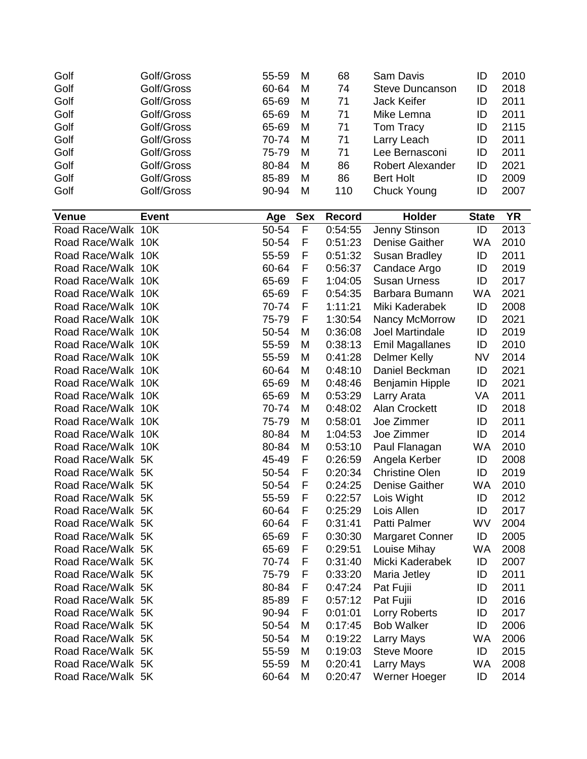| Venue | Event | Age | Sex | Record | Holder | State | YR |
|---|---|---|---|---|---|---|---|
| Golf | Golf/Gross | 55-59 | M | 68 | Sam Davis | ID | 2010 |
| Golf | Golf/Gross | 60-64 | M | 74 | Steve Duncanson | ID | 2018 |
| Golf | Golf/Gross | 65-69 | M | 71 | Jack Keifer | ID | 2011 |
| Golf | Golf/Gross | 65-69 | M | 71 | Mike Lemna | ID | 2011 |
| Golf | Golf/Gross | 65-69 | M | 71 | Tom Tracy | ID | 2115 |
| Golf | Golf/Gross | 70-74 | M | 71 | Larry Leach | ID | 2011 |
| Golf | Golf/Gross | 75-79 | M | 71 | Lee Bernasconi | ID | 2011 |
| Golf | Golf/Gross | 80-84 | M | 86 | Robert Alexander | ID | 2021 |
| Golf | Golf/Gross | 85-89 | M | 86 | Bert Holt | ID | 2009 |
| Golf | Golf/Gross | 90-94 | M | 110 | Chuck Young | ID | 2007 |

| Venue | Event | Age | Sex | Record | Holder | State | YR |
|---|---|---|---|---|---|---|---|
| Road Race/Walk | 10K | 50-54 | F | 0:54:55 | Jenny Stinson | ID | 2013 |
| Road Race/Walk | 10K | 50-54 | F | 0:51:23 | Denise Gaither | WA | 2010 |
| Road Race/Walk | 10K | 55-59 | F | 0:51:32 | Susan Bradley | ID | 2011 |
| Road Race/Walk | 10K | 60-64 | F | 0:56:37 | Candace Argo | ID | 2019 |
| Road Race/Walk | 10K | 65-69 | F | 1:04:05 | Susan Urness | ID | 2017 |
| Road Race/Walk | 10K | 65-69 | F | 0:54:35 | Barbara Bumann | WA | 2021 |
| Road Race/Walk | 10K | 70-74 | F | 1:11:21 | Miki Kaderabek | ID | 2008 |
| Road Race/Walk | 10K | 75-79 | F | 1:30:54 | Nancy McMorrow | ID | 2021 |
| Road Race/Walk | 10K | 50-54 | M | 0:36:08 | Joel Martindale | ID | 2019 |
| Road Race/Walk | 10K | 55-59 | M | 0:38:13 | Emil Magallanes | ID | 2010 |
| Road Race/Walk | 10K | 55-59 | M | 0:41:28 | Delmer Kelly | NV | 2014 |
| Road Race/Walk | 10K | 60-64 | M | 0:48:10 | Daniel Beckman | ID | 2021 |
| Road Race/Walk | 10K | 65-69 | M | 0:48:46 | Benjamin Hipple | ID | 2021 |
| Road Race/Walk | 10K | 65-69 | M | 0:53:29 | Larry Arata | VA | 2011 |
| Road Race/Walk | 10K | 70-74 | M | 0:48:02 | Alan Crockett | ID | 2018 |
| Road Race/Walk | 10K | 75-79 | M | 0:58:01 | Joe Zimmer | ID | 2011 |
| Road Race/Walk | 10K | 80-84 | M | 1:04:53 | Joe Zimmer | ID | 2014 |
| Road Race/Walk | 10K | 80-84 | M | 0:53:10 | Paul Flanagan | WA | 2010 |
| Road Race/Walk | 5K | 45-49 | F | 0:26:59 | Angela Kerber | ID | 2008 |
| Road Race/Walk | 5K | 50-54 | F | 0:20:34 | Christine Olen | ID | 2019 |
| Road Race/Walk | 5K | 50-54 | F | 0:24:25 | Denise Gaither | WA | 2010 |
| Road Race/Walk | 5K | 55-59 | F | 0:22:57 | Lois Wight | ID | 2012 |
| Road Race/Walk | 5K | 60-64 | F | 0:25:29 | Lois Allen | ID | 2017 |
| Road Race/Walk | 5K | 60-64 | F | 0:31:41 | Patti Palmer | WV | 2004 |
| Road Race/Walk | 5K | 65-69 | F | 0:30:30 | Margaret Conner | ID | 2005 |
| Road Race/Walk | 5K | 65-69 | F | 0:29:51 | Louise Mihay | WA | 2008 |
| Road Race/Walk | 5K | 70-74 | F | 0:31:40 | Micki Kaderabek | ID | 2007 |
| Road Race/Walk | 5K | 75-79 | F | 0:33:20 | Maria Jetley | ID | 2011 |
| Road Race/Walk | 5K | 80-84 | F | 0:47:24 | Pat Fujii | ID | 2011 |
| Road Race/Walk | 5K | 85-89 | F | 0:57:12 | Pat Fujii | ID | 2016 |
| Road Race/Walk | 5K | 90-94 | F | 0:01:01 | Lorry Roberts | ID | 2017 |
| Road Race/Walk | 5K | 50-54 | M | 0:17:45 | Bob Walker | ID | 2006 |
| Road Race/Walk | 5K | 50-54 | M | 0:19:22 | Larry Mays | WA | 2006 |
| Road Race/Walk | 5K | 55-59 | M | 0:19:03 | Steve Moore | ID | 2015 |
| Road Race/Walk | 5K | 55-59 | M | 0:20:41 | Larry Mays | WA | 2008 |
| Road Race/Walk | 5K | 60-64 | M | 0:20:47 | Werner Hoeger | ID | 2014 |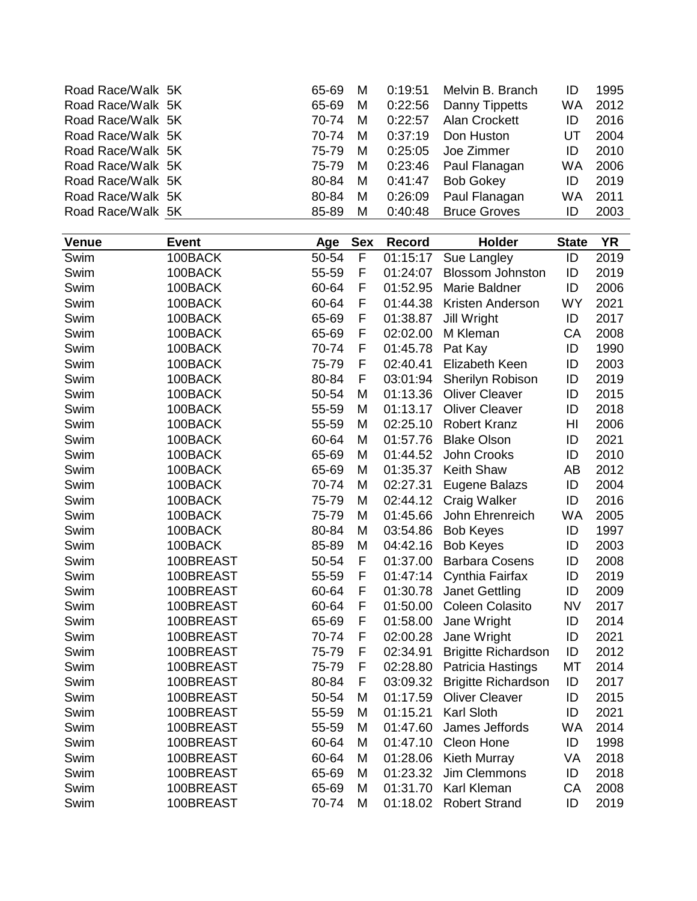| | | | | | | | |
|---|---|---|---|---|---|---|---|
| Road Race/Walk | 5K | 65-69 | M | 0:19:51 | Melvin B. Branch | ID | 1995 |
| Road Race/Walk | 5K | 65-69 | M | 0:22:56 | Danny Tippetts | WA | 2012 |
| Road Race/Walk | 5K | 70-74 | M | 0:22:57 | Alan Crockett | ID | 2016 |
| Road Race/Walk | 5K | 70-74 | M | 0:37:19 | Don Huston | UT | 2004 |
| Road Race/Walk | 5K | 75-79 | M | 0:25:05 | Joe Zimmer | ID | 2010 |
| Road Race/Walk | 5K | 75-79 | M | 0:23:46 | Paul Flanagan | WA | 2006 |
| Road Race/Walk | 5K | 80-84 | M | 0:41:47 | Bob Gokey | ID | 2019 |
| Road Race/Walk | 5K | 80-84 | M | 0:26:09 | Paul Flanagan | WA | 2011 |
| Road Race/Walk | 5K | 85-89 | M | 0:40:48 | Bruce Groves | ID | 2003 |

| Venue | Event | Age | Sex | Record | Holder | State | YR |
|---|---|---|---|---|---|---|---|
| Swim | 100BACK | 50-54 | F | 01:15:17 | Sue Langley | ID | 2019 |
| Swim | 100BACK | 55-59 | F | 01:24:07 | Blossom Johnston | ID | 2019 |
| Swim | 100BACK | 60-64 | F | 01:52.95 | Marie Baldner | ID | 2006 |
| Swim | 100BACK | 60-64 | F | 01:44.38 | Kristen Anderson | WY | 2021 |
| Swim | 100BACK | 65-69 | F | 01:38.87 | Jill Wright | ID | 2017 |
| Swim | 100BACK | 65-69 | F | 02:02.00 | M Kleman | CA | 2008 |
| Swim | 100BACK | 70-74 | F | 01:45.78 | Pat Kay | ID | 1990 |
| Swim | 100BACK | 75-79 | F | 02:40.41 | Elizabeth Keen | ID | 2003 |
| Swim | 100BACK | 80-84 | F | 03:01:94 | Sherilyn Robison | ID | 2019 |
| Swim | 100BACK | 50-54 | M | 01:13.36 | Oliver Cleaver | ID | 2015 |
| Swim | 100BACK | 55-59 | M | 01:13.17 | Oliver Cleaver | ID | 2018 |
| Swim | 100BACK | 55-59 | M | 02:25.10 | Robert Kranz | HI | 2006 |
| Swim | 100BACK | 60-64 | M | 01:57.76 | Blake Olson | ID | 2021 |
| Swim | 100BACK | 65-69 | M | 01:44.52 | John Crooks | ID | 2010 |
| Swim | 100BACK | 65-69 | M | 01:35.37 | Keith Shaw | AB | 2012 |
| Swim | 100BACK | 70-74 | M | 02:27.31 | Eugene Balazs | ID | 2004 |
| Swim | 100BACK | 75-79 | M | 02:44.12 | Craig Walker | ID | 2016 |
| Swim | 100BACK | 75-79 | M | 01:45.66 | John Ehrenreich | WA | 2005 |
| Swim | 100BACK | 80-84 | M | 03:54.86 | Bob Keyes | ID | 1997 |
| Swim | 100BACK | 85-89 | M | 04:42.16 | Bob Keyes | ID | 2003 |
| Swim | 100BREAST | 50-54 | F | 01:37.00 | Barbara Cosens | ID | 2008 |
| Swim | 100BREAST | 55-59 | F | 01:47:14 | Cynthia Fairfax | ID | 2019 |
| Swim | 100BREAST | 60-64 | F | 01:30.78 | Janet Gettling | ID | 2009 |
| Swim | 100BREAST | 60-64 | F | 01:50.00 | Coleen Colasito | NV | 2017 |
| Swim | 100BREAST | 65-69 | F | 01:58.00 | Jane Wright | ID | 2014 |
| Swim | 100BREAST | 70-74 | F | 02:00.28 | Jane Wright | ID | 2021 |
| Swim | 100BREAST | 75-79 | F | 02:34.91 | Brigitte Richardson | ID | 2012 |
| Swim | 100BREAST | 75-79 | F | 02:28.80 | Patricia Hastings | MT | 2014 |
| Swim | 100BREAST | 80-84 | F | 03:09.32 | Brigitte Richardson | ID | 2017 |
| Swim | 100BREAST | 50-54 | M | 01:17.59 | Oliver Cleaver | ID | 2015 |
| Swim | 100BREAST | 55-59 | M | 01:15.21 | Karl Sloth | ID | 2021 |
| Swim | 100BREAST | 55-59 | M | 01:47.60 | James Jeffords | WA | 2014 |
| Swim | 100BREAST | 60-64 | M | 01:47.10 | Cleon Hone | ID | 1998 |
| Swim | 100BREAST | 60-64 | M | 01:28.06 | Kieth Murray | VA | 2018 |
| Swim | 100BREAST | 65-69 | M | 01:23.32 | Jim Clemmons | ID | 2018 |
| Swim | 100BREAST | 65-69 | M | 01:31.70 | Karl Kleman | CA | 2008 |
| Swim | 100BREAST | 70-74 | M | 01:18.02 | Robert Strand | ID | 2019 |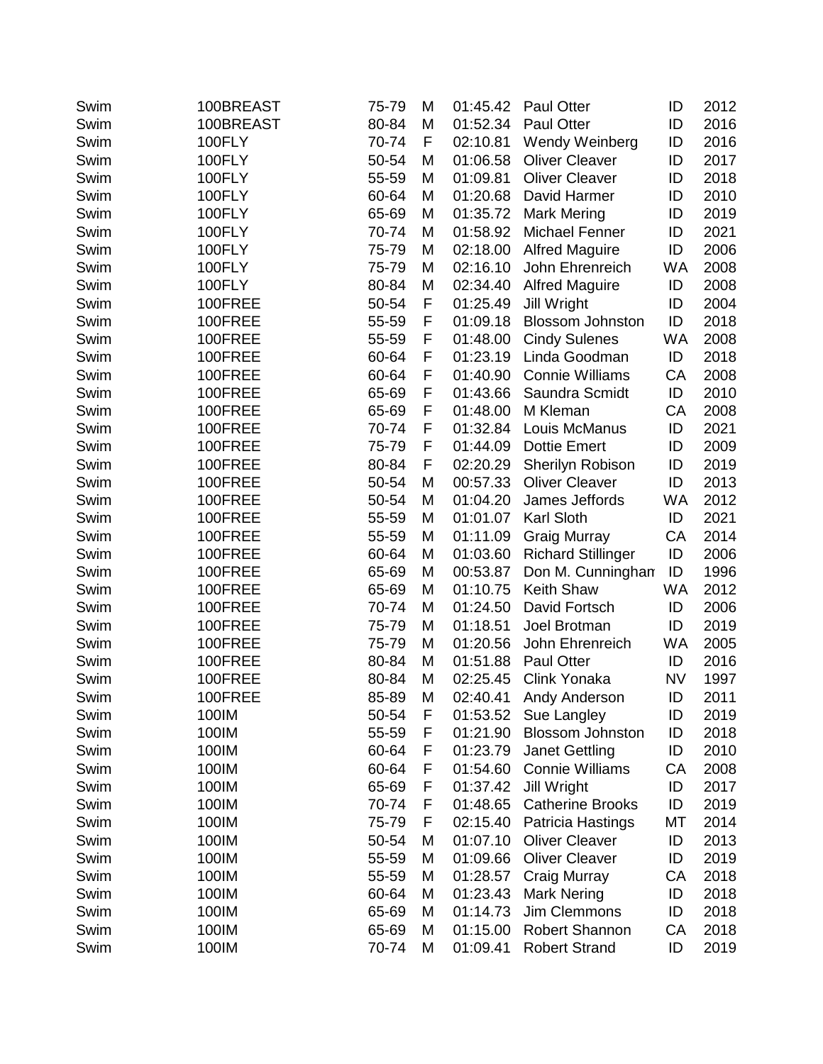| Swim | 100BREAST | 75-79 | M | 01:45.42 | Paul Otter | ID | 2012 |
|---|---|---|---|---|---|---|---|
| Swim | 100BREAST | 80-84 | M | 01:52.34 | Paul Otter | ID | 2016 |
| Swim | 100FLY | 70-74 | F | 02:10.81 | Wendy Weinberg | ID | 2016 |
| Swim | 100FLY | 50-54 | M | 01:06.58 | Oliver Cleaver | ID | 2017 |
| Swim | 100FLY | 55-59 | M | 01:09.81 | Oliver Cleaver | ID | 2018 |
| Swim | 100FLY | 60-64 | M | 01:20.68 | David Harmer | ID | 2010 |
| Swim | 100FLY | 65-69 | M | 01:35.72 | Mark Mering | ID | 2019 |
| Swim | 100FLY | 70-74 | M | 01:58.92 | Michael Fenner | ID | 2021 |
| Swim | 100FLY | 75-79 | M | 02:18.00 | Alfred Maguire | ID | 2006 |
| Swim | 100FLY | 75-79 | M | 02:16.10 | John Ehrenreich | WA | 2008 |
| Swim | 100FLY | 80-84 | M | 02:34.40 | Alfred Maguire | ID | 2008 |
| Swim | 100FREE | 50-54 | F | 01:25.49 | Jill Wright | ID | 2004 |
| Swim | 100FREE | 55-59 | F | 01:09.18 | Blossom Johnston | ID | 2018 |
| Swim | 100FREE | 55-59 | F | 01:48.00 | Cindy Sulenes | WA | 2008 |
| Swim | 100FREE | 60-64 | F | 01:23.19 | Linda Goodman | ID | 2018 |
| Swim | 100FREE | 60-64 | F | 01:40.90 | Connie Williams | CA | 2008 |
| Swim | 100FREE | 65-69 | F | 01:43.66 | Saundra Scmidt | ID | 2010 |
| Swim | 100FREE | 65-69 | F | 01:48.00 | M Kleman | CA | 2008 |
| Swim | 100FREE | 70-74 | F | 01:32.84 | Louis McManus | ID | 2021 |
| Swim | 100FREE | 75-79 | F | 01:44.09 | Dottie Emert | ID | 2009 |
| Swim | 100FREE | 80-84 | F | 02:20.29 | Sherilyn Robison | ID | 2019 |
| Swim | 100FREE | 50-54 | M | 00:57.33 | Oliver Cleaver | ID | 2013 |
| Swim | 100FREE | 50-54 | M | 01:04.20 | James Jeffords | WA | 2012 |
| Swim | 100FREE | 55-59 | M | 01:01.07 | Karl Sloth | ID | 2021 |
| Swim | 100FREE | 55-59 | M | 01:11.09 | Graig Murray | CA | 2014 |
| Swim | 100FREE | 60-64 | M | 01:03.60 | Richard Stillinger | ID | 2006 |
| Swim | 100FREE | 65-69 | M | 00:53.87 | Don M. Cunninghan | ID | 1996 |
| Swim | 100FREE | 65-69 | M | 01:10.75 | Keith Shaw | WA | 2012 |
| Swim | 100FREE | 70-74 | M | 01:24.50 | David Fortsch | ID | 2006 |
| Swim | 100FREE | 75-79 | M | 01:18.51 | Joel Brotman | ID | 2019 |
| Swim | 100FREE | 75-79 | M | 01:20.56 | John Ehrenreich | WA | 2005 |
| Swim | 100FREE | 80-84 | M | 01:51.88 | Paul Otter | ID | 2016 |
| Swim | 100FREE | 80-84 | M | 02:25.45 | Clink Yonaka | NV | 1997 |
| Swim | 100FREE | 85-89 | M | 02:40.41 | Andy Anderson | ID | 2011 |
| Swim | 100IM | 50-54 | F | 01:53.52 | Sue Langley | ID | 2019 |
| Swim | 100IM | 55-59 | F | 01:21.90 | Blossom Johnston | ID | 2018 |
| Swim | 100IM | 60-64 | F | 01:23.79 | Janet Gettling | ID | 2010 |
| Swim | 100IM | 60-64 | F | 01:54.60 | Connie Williams | CA | 2008 |
| Swim | 100IM | 65-69 | F | 01:37.42 | Jill Wright | ID | 2017 |
| Swim | 100IM | 70-74 | F | 01:48.65 | Catherine Brooks | ID | 2019 |
| Swim | 100IM | 75-79 | F | 02:15.40 | Patricia Hastings | MT | 2014 |
| Swim | 100IM | 50-54 | M | 01:07.10 | Oliver Cleaver | ID | 2013 |
| Swim | 100IM | 55-59 | M | 01:09.66 | Oliver Cleaver | ID | 2019 |
| Swim | 100IM | 55-59 | M | 01:28.57 | Craig Murray | CA | 2018 |
| Swim | 100IM | 60-64 | M | 01:23.43 | Mark Nering | ID | 2018 |
| Swim | 100IM | 65-69 | M | 01:14.73 | Jim Clemmons | ID | 2018 |
| Swim | 100IM | 65-69 | M | 01:15.00 | Robert Shannon | CA | 2018 |
| Swim | 100IM | 70-74 | M | 01:09.41 | Robert Strand | ID | 2019 |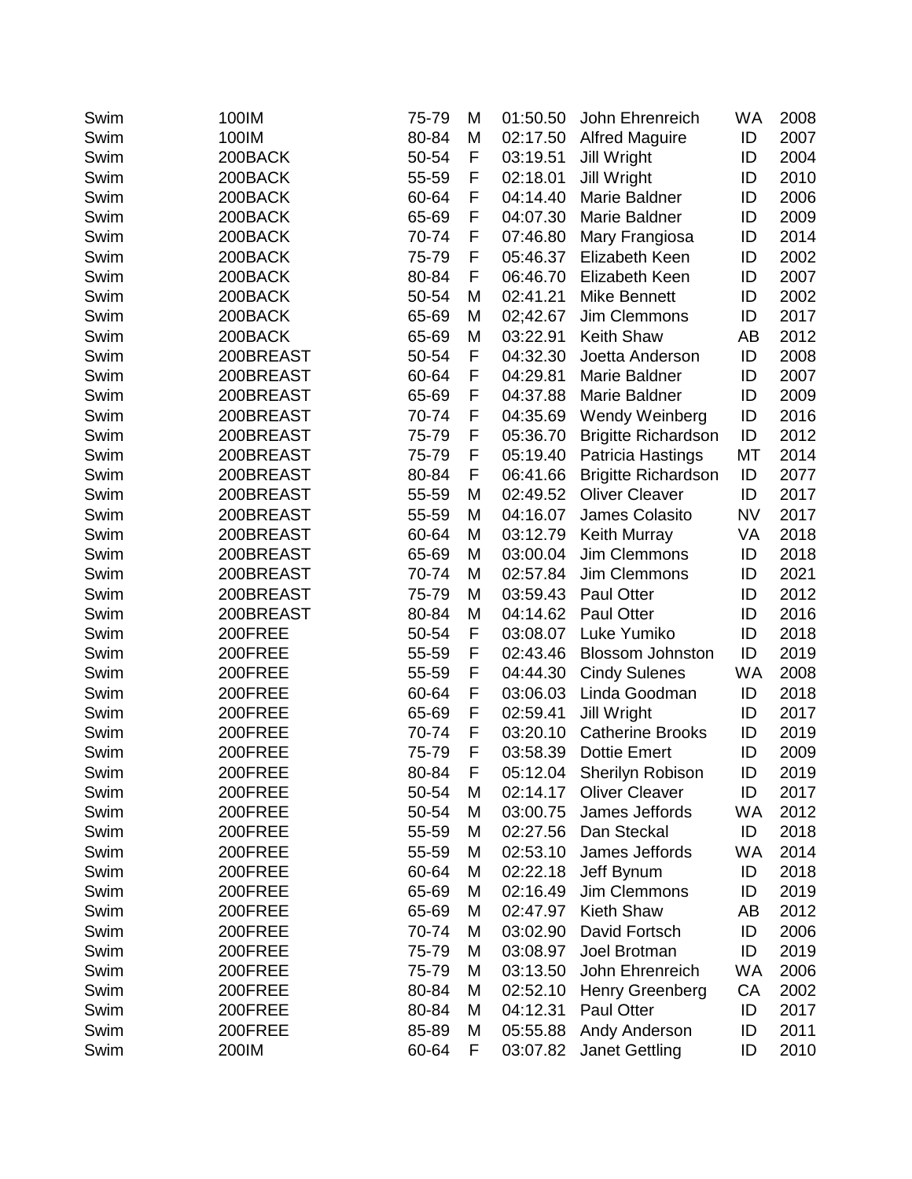| | | | | | | | |
|---|---|---|---|---|---|---|---|
| Swim | 100IM | 75-79 | M | 01:50.50 | John Ehrenreich | WA | 2008 |
| Swim | 100IM | 80-84 | M | 02:17.50 | Alfred Maguire | ID | 2007 |
| Swim | 200BACK | 50-54 | F | 03:19.51 | Jill Wright | ID | 2004 |
| Swim | 200BACK | 55-59 | F | 02:18.01 | Jill Wright | ID | 2010 |
| Swim | 200BACK | 60-64 | F | 04:14.40 | Marie Baldner | ID | 2006 |
| Swim | 200BACK | 65-69 | F | 04:07.30 | Marie Baldner | ID | 2009 |
| Swim | 200BACK | 70-74 | F | 07:46.80 | Mary Frangiosa | ID | 2014 |
| Swim | 200BACK | 75-79 | F | 05:46.37 | Elizabeth Keen | ID | 2002 |
| Swim | 200BACK | 80-84 | F | 06:46.70 | Elizabeth Keen | ID | 2007 |
| Swim | 200BACK | 50-54 | M | 02:41.21 | Mike Bennett | ID | 2002 |
| Swim | 200BACK | 65-69 | M | 02;42.67 | Jim Clemmons | ID | 2017 |
| Swim | 200BACK | 65-69 | M | 03:22.91 | Keith Shaw | AB | 2012 |
| Swim | 200BREAST | 50-54 | F | 04:32.30 | Joetta Anderson | ID | 2008 |
| Swim | 200BREAST | 60-64 | F | 04:29.81 | Marie Baldner | ID | 2007 |
| Swim | 200BREAST | 65-69 | F | 04:37.88 | Marie Baldner | ID | 2009 |
| Swim | 200BREAST | 70-74 | F | 04:35.69 | Wendy Weinberg | ID | 2016 |
| Swim | 200BREAST | 75-79 | F | 05:36.70 | Brigitte Richardson | ID | 2012 |
| Swim | 200BREAST | 75-79 | F | 05:19.40 | Patricia Hastings | MT | 2014 |
| Swim | 200BREAST | 80-84 | F | 06:41.66 | Brigitte Richardson | ID | 2077 |
| Swim | 200BREAST | 55-59 | M | 02:49.52 | Oliver Cleaver | ID | 2017 |
| Swim | 200BREAST | 55-59 | M | 04:16.07 | James Colasito | NV | 2017 |
| Swim | 200BREAST | 60-64 | M | 03:12.79 | Keith Murray | VA | 2018 |
| Swim | 200BREAST | 65-69 | M | 03:00.04 | Jim Clemmons | ID | 2018 |
| Swim | 200BREAST | 70-74 | M | 02:57.84 | Jim Clemmons | ID | 2021 |
| Swim | 200BREAST | 75-79 | M | 03:59.43 | Paul Otter | ID | 2012 |
| Swim | 200BREAST | 80-84 | M | 04:14.62 | Paul Otter | ID | 2016 |
| Swim | 200FREE | 50-54 | F | 03:08.07 | Luke Yumiko | ID | 2018 |
| Swim | 200FREE | 55-59 | F | 02:43.46 | Blossom Johnston | ID | 2019 |
| Swim | 200FREE | 55-59 | F | 04:44.30 | Cindy Sulenes | WA | 2008 |
| Swim | 200FREE | 60-64 | F | 03:06.03 | Linda Goodman | ID | 2018 |
| Swim | 200FREE | 65-69 | F | 02:59.41 | Jill Wright | ID | 2017 |
| Swim | 200FREE | 70-74 | F | 03:20.10 | Catherine Brooks | ID | 2019 |
| Swim | 200FREE | 75-79 | F | 03:58.39 | Dottie Emert | ID | 2009 |
| Swim | 200FREE | 80-84 | F | 05:12.04 | Sherilyn Robison | ID | 2019 |
| Swim | 200FREE | 50-54 | M | 02:14.17 | Oliver Cleaver | ID | 2017 |
| Swim | 200FREE | 50-54 | M | 03:00.75 | James Jeffords | WA | 2012 |
| Swim | 200FREE | 55-59 | M | 02:27.56 | Dan Steckal | ID | 2018 |
| Swim | 200FREE | 55-59 | M | 02:53.10 | James Jeffords | WA | 2014 |
| Swim | 200FREE | 60-64 | M | 02:22.18 | Jeff Bynum | ID | 2018 |
| Swim | 200FREE | 65-69 | M | 02:16.49 | Jim Clemmons | ID | 2019 |
| Swim | 200FREE | 65-69 | M | 02:47.97 | Kieth Shaw | AB | 2012 |
| Swim | 200FREE | 70-74 | M | 03:02.90 | David Fortsch | ID | 2006 |
| Swim | 200FREE | 75-79 | M | 03:08.97 | Joel Brotman | ID | 2019 |
| Swim | 200FREE | 75-79 | M | 03:13.50 | John Ehrenreich | WA | 2006 |
| Swim | 200FREE | 80-84 | M | 02:52.10 | Henry Greenberg | CA | 2002 |
| Swim | 200FREE | 80-84 | M | 04:12.31 | Paul Otter | ID | 2017 |
| Swim | 200FREE | 85-89 | M | 05:55.88 | Andy Anderson | ID | 2011 |
| Swim | 200IM | 60-64 | F | 03:07.82 | Janet Gettling | ID | 2010 |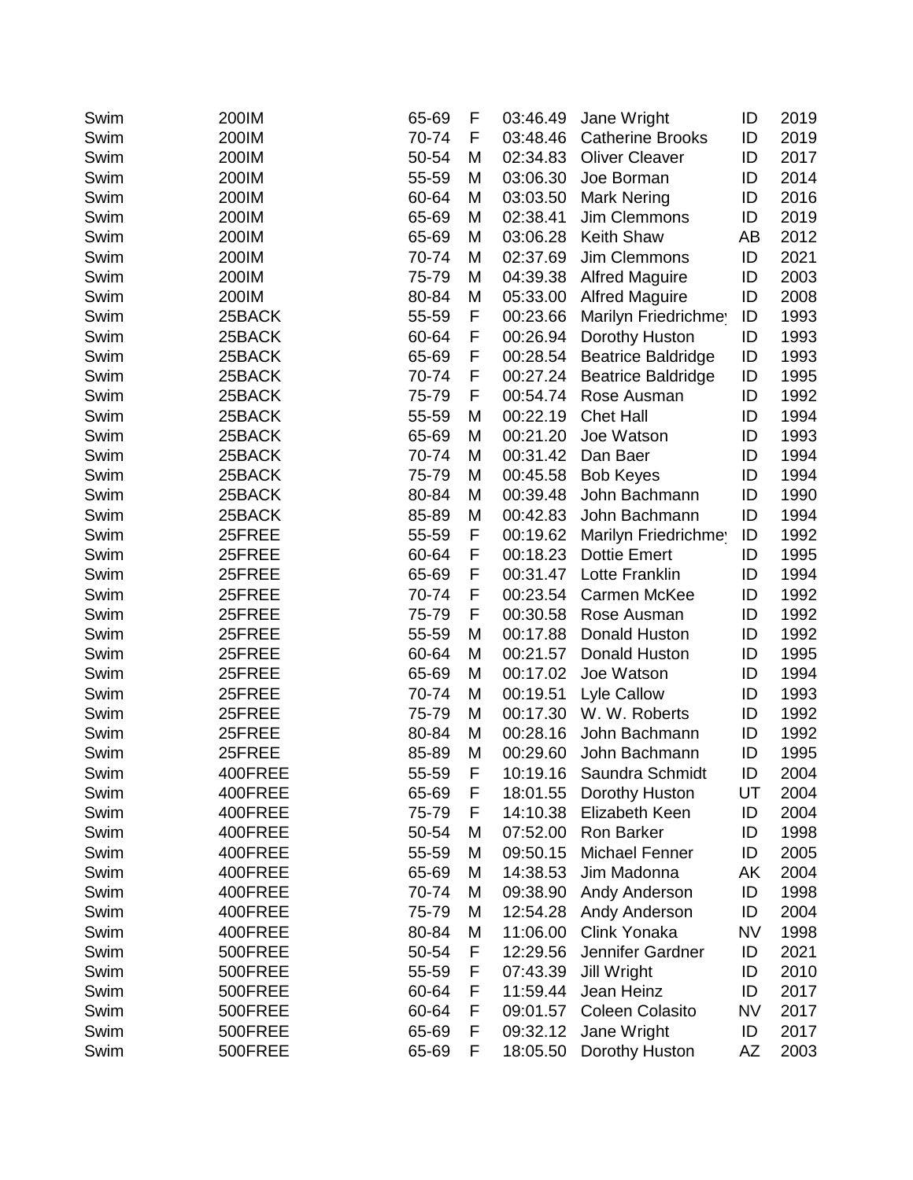| Swim | 200IM | 65-69 | F | 03:46.49 | Jane Wright | ID | 2019 |
|---|---|---|---|---|---|---|---|
| Swim | 200IM | 70-74 | F | 03:48.46 | Catherine Brooks | ID | 2019 |
| Swim | 200IM | 50-54 | M | 02:34.83 | Oliver Cleaver | ID | 2017 |
| Swim | 200IM | 55-59 | M | 03:06.30 | Joe Borman | ID | 2014 |
| Swim | 200IM | 60-64 | M | 03:03.50 | Mark Nering | ID | 2016 |
| Swim | 200IM | 65-69 | M | 02:38.41 | Jim Clemmons | ID | 2019 |
| Swim | 200IM | 65-69 | M | 03:06.28 | Keith Shaw | AB | 2012 |
| Swim | 200IM | 70-74 | M | 02:37.69 | Jim Clemmons | ID | 2021 |
| Swim | 200IM | 75-79 | M | 04:39.38 | Alfred Maguire | ID | 2003 |
| Swim | 200IM | 80-84 | M | 05:33.00 | Alfred Maguire | ID | 2008 |
| Swim | 25BACK | 55-59 | F | 00:23.66 | Marilyn Friedrichmey | ID | 1993 |
| Swim | 25BACK | 60-64 | F | 00:26.94 | Dorothy Huston | ID | 1993 |
| Swim | 25BACK | 65-69 | F | 00:28.54 | Beatrice Baldridge | ID | 1993 |
| Swim | 25BACK | 70-74 | F | 00:27.24 | Beatrice Baldridge | ID | 1995 |
| Swim | 25BACK | 75-79 | F | 00:54.74 | Rose Ausman | ID | 1992 |
| Swim | 25BACK | 55-59 | M | 00:22.19 | Chet Hall | ID | 1994 |
| Swim | 25BACK | 65-69 | M | 00:21.20 | Joe Watson | ID | 1993 |
| Swim | 25BACK | 70-74 | M | 00:31.42 | Dan Baer | ID | 1994 |
| Swim | 25BACK | 75-79 | M | 00:45.58 | Bob Keyes | ID | 1994 |
| Swim | 25BACK | 80-84 | M | 00:39.48 | John Bachmann | ID | 1990 |
| Swim | 25BACK | 85-89 | M | 00:42.83 | John Bachmann | ID | 1994 |
| Swim | 25FREE | 55-59 | F | 00:19.62 | Marilyn Friedrichmey | ID | 1992 |
| Swim | 25FREE | 60-64 | F | 00:18.23 | Dottie Emert | ID | 1995 |
| Swim | 25FREE | 65-69 | F | 00:31.47 | Lotte Franklin | ID | 1994 |
| Swim | 25FREE | 70-74 | F | 00:23.54 | Carmen McKee | ID | 1992 |
| Swim | 25FREE | 75-79 | F | 00:30.58 | Rose Ausman | ID | 1992 |
| Swim | 25FREE | 55-59 | M | 00:17.88 | Donald Huston | ID | 1992 |
| Swim | 25FREE | 60-64 | M | 00:21.57 | Donald Huston | ID | 1995 |
| Swim | 25FREE | 65-69 | M | 00:17.02 | Joe Watson | ID | 1994 |
| Swim | 25FREE | 70-74 | M | 00:19.51 | Lyle Callow | ID | 1993 |
| Swim | 25FREE | 75-79 | M | 00:17.30 | W. W. Roberts | ID | 1992 |
| Swim | 25FREE | 80-84 | M | 00:28.16 | John Bachmann | ID | 1992 |
| Swim | 25FREE | 85-89 | M | 00:29.60 | John Bachmann | ID | 1995 |
| Swim | 400FREE | 55-59 | F | 10:19.16 | Saundra Schmidt | ID | 2004 |
| Swim | 400FREE | 65-69 | F | 18:01.55 | Dorothy Huston | UT | 2004 |
| Swim | 400FREE | 75-79 | F | 14:10.38 | Elizabeth Keen | ID | 2004 |
| Swim | 400FREE | 50-54 | M | 07:52.00 | Ron Barker | ID | 1998 |
| Swim | 400FREE | 55-59 | M | 09:50.15 | Michael Fenner | ID | 2005 |
| Swim | 400FREE | 65-69 | M | 14:38.53 | Jim Madonna | AK | 2004 |
| Swim | 400FREE | 70-74 | M | 09:38.90 | Andy Anderson | ID | 1998 |
| Swim | 400FREE | 75-79 | M | 12:54.28 | Andy Anderson | ID | 2004 |
| Swim | 400FREE | 80-84 | M | 11:06.00 | Clink Yonaka | NV | 1998 |
| Swim | 500FREE | 50-54 | F | 12:29.56 | Jennifer Gardner | ID | 2021 |
| Swim | 500FREE | 55-59 | F | 07:43.39 | Jill Wright | ID | 2010 |
| Swim | 500FREE | 60-64 | F | 11:59.44 | Jean Heinz | ID | 2017 |
| Swim | 500FREE | 60-64 | F | 09:01.57 | Coleen Colasito | NV | 2017 |
| Swim | 500FREE | 65-69 | F | 09:32.12 | Jane Wright | ID | 2017 |
| Swim | 500FREE | 65-69 | F | 18:05.50 | Dorothy Huston | AZ | 2003 |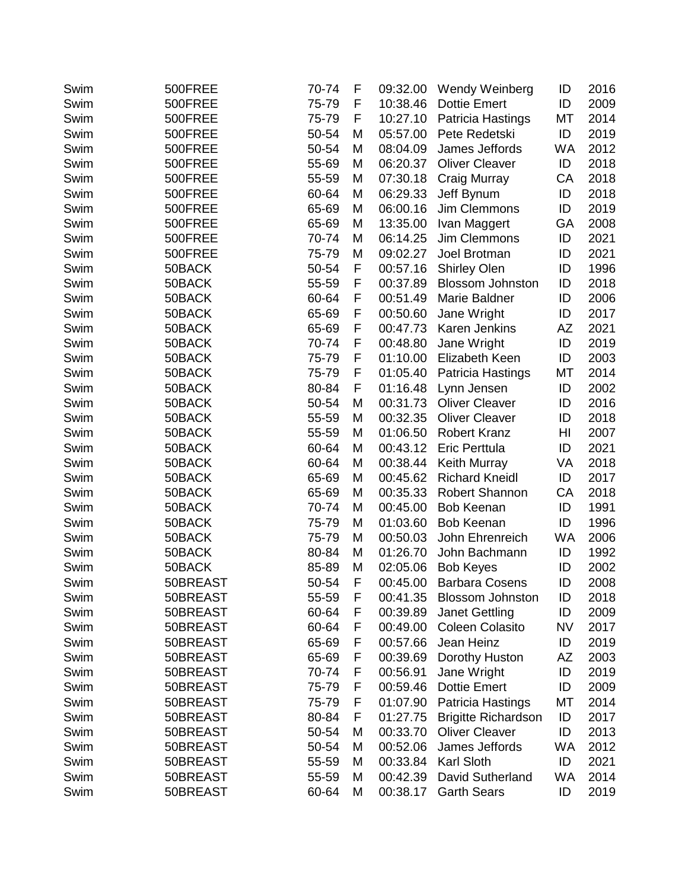| | | | | | | | |
|---|---|---|---|---|---|---|---|
| Swim | 500FREE | 70-74 | F | 09:32.00 | Wendy Weinberg | ID | 2016 |
| Swim | 500FREE | 75-79 | F | 10:38.46 | Dottie Emert | ID | 2009 |
| Swim | 500FREE | 75-79 | F | 10:27.10 | Patricia Hastings | MT | 2014 |
| Swim | 500FREE | 50-54 | M | 05:57.00 | Pete Redetski | ID | 2019 |
| Swim | 500FREE | 50-54 | M | 08:04.09 | James Jeffords | WA | 2012 |
| Swim | 500FREE | 55-69 | M | 06:20.37 | Oliver Cleaver | ID | 2018 |
| Swim | 500FREE | 55-59 | M | 07:30.18 | Craig Murray | CA | 2018 |
| Swim | 500FREE | 60-64 | M | 06:29.33 | Jeff Bynum | ID | 2018 |
| Swim | 500FREE | 65-69 | M | 06:00.16 | Jim Clemmons | ID | 2019 |
| Swim | 500FREE | 65-69 | M | 13:35.00 | Ivan Maggert | GA | 2008 |
| Swim | 500FREE | 70-74 | M | 06:14.25 | Jim Clemmons | ID | 2021 |
| Swim | 500FREE | 75-79 | M | 09:02.27 | Joel Brotman | ID | 2021 |
| Swim | 50BACK | 50-54 | F | 00:57.16 | Shirley Olen | ID | 1996 |
| Swim | 50BACK | 55-59 | F | 00:37.89 | Blossom Johnston | ID | 2018 |
| Swim | 50BACK | 60-64 | F | 00:51.49 | Marie Baldner | ID | 2006 |
| Swim | 50BACK | 65-69 | F | 00:50.60 | Jane Wright | ID | 2017 |
| Swim | 50BACK | 65-69 | F | 00:47.73 | Karen Jenkins | AZ | 2021 |
| Swim | 50BACK | 70-74 | F | 00:48.80 | Jane Wright | ID | 2019 |
| Swim | 50BACK | 75-79 | F | 01:10.00 | Elizabeth Keen | ID | 2003 |
| Swim | 50BACK | 75-79 | F | 01:05.40 | Patricia Hastings | MT | 2014 |
| Swim | 50BACK | 80-84 | F | 01:16.48 | Lynn Jensen | ID | 2002 |
| Swim | 50BACK | 50-54 | M | 00:31.73 | Oliver Cleaver | ID | 2016 |
| Swim | 50BACK | 55-59 | M | 00:32.35 | Oliver Cleaver | ID | 2018 |
| Swim | 50BACK | 55-59 | M | 01:06.50 | Robert Kranz | HI | 2007 |
| Swim | 50BACK | 60-64 | M | 00:43.12 | Eric Perttula | ID | 2021 |
| Swim | 50BACK | 60-64 | M | 00:38.44 | Keith Murray | VA | 2018 |
| Swim | 50BACK | 65-69 | M | 00:45.62 | Richard Kneidl | ID | 2017 |
| Swim | 50BACK | 65-69 | M | 00:35.33 | Robert Shannon | CA | 2018 |
| Swim | 50BACK | 70-74 | M | 00:45.00 | Bob Keenan | ID | 1991 |
| Swim | 50BACK | 75-79 | M | 01:03.60 | Bob Keenan | ID | 1996 |
| Swim | 50BACK | 75-79 | M | 00:50.03 | John Ehrenreich | WA | 2006 |
| Swim | 50BACK | 80-84 | M | 01:26.70 | John Bachmann | ID | 1992 |
| Swim | 50BACK | 85-89 | M | 02:05.06 | Bob Keyes | ID | 2002 |
| Swim | 50BREAST | 50-54 | F | 00:45.00 | Barbara Cosens | ID | 2008 |
| Swim | 50BREAST | 55-59 | F | 00:41.35 | Blossom Johnston | ID | 2018 |
| Swim | 50BREAST | 60-64 | F | 00:39.89 | Janet Gettling | ID | 2009 |
| Swim | 50BREAST | 60-64 | F | 00:49.00 | Coleen Colasito | NV | 2017 |
| Swim | 50BREAST | 65-69 | F | 00:57.66 | Jean Heinz | ID | 2019 |
| Swim | 50BREAST | 65-69 | F | 00:39.69 | Dorothy Huston | AZ | 2003 |
| Swim | 50BREAST | 70-74 | F | 00:56.91 | Jane Wright | ID | 2019 |
| Swim | 50BREAST | 75-79 | F | 00:59.46 | Dottie Emert | ID | 2009 |
| Swim | 50BREAST | 75-79 | F | 01:07.90 | Patricia Hastings | MT | 2014 |
| Swim | 50BREAST | 80-84 | F | 01:27.75 | Brigitte Richardson | ID | 2017 |
| Swim | 50BREAST | 50-54 | M | 00:33.70 | Oliver Cleaver | ID | 2013 |
| Swim | 50BREAST | 50-54 | M | 00:52.06 | James Jeffords | WA | 2012 |
| Swim | 50BREAST | 55-59 | M | 00:33.84 | Karl Sloth | ID | 2021 |
| Swim | 50BREAST | 55-59 | M | 00:42.39 | David Sutherland | WA | 2014 |
| Swim | 50BREAST | 60-64 | M | 00:38.17 | Garth Sears | ID | 2019 |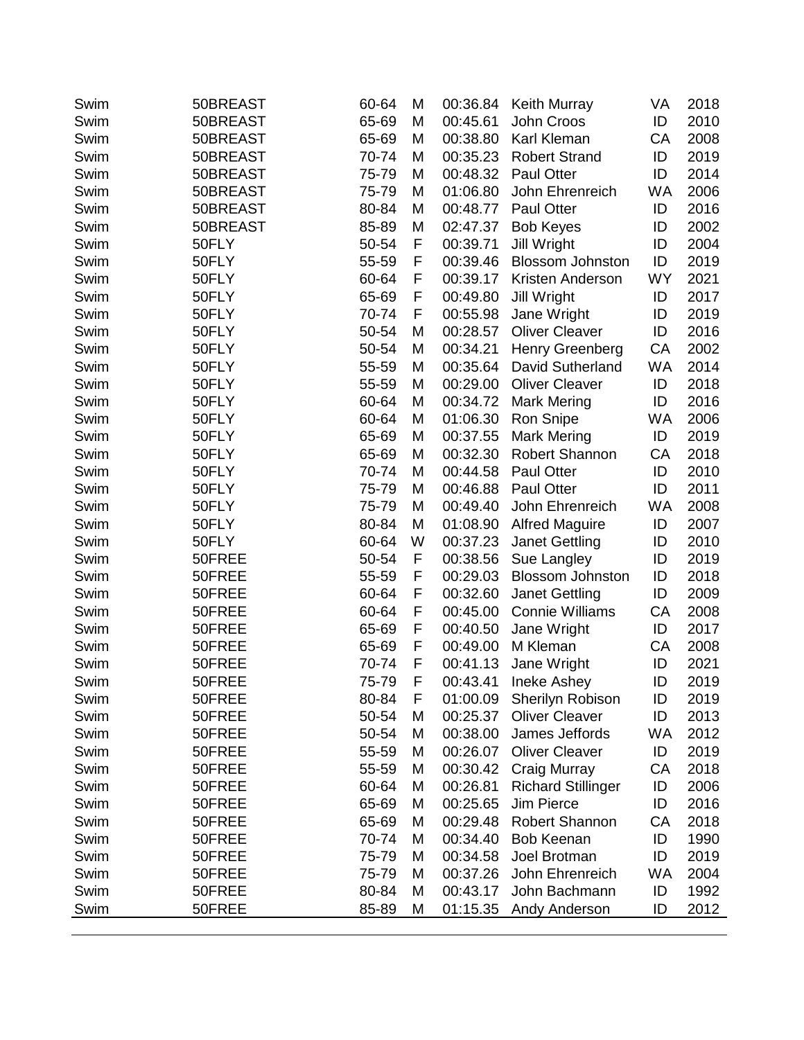| | | | | | | | |
|---|---|---|---|---|---|---|---|
| Swim | 50BREAST | 60-64 | M | 00:36.84 | Keith Murray | VA | 2018 |
| Swim | 50BREAST | 65-69 | M | 00:45.61 | John Croos | ID | 2010 |
| Swim | 50BREAST | 65-69 | M | 00:38.80 | Karl Kleman | CA | 2008 |
| Swim | 50BREAST | 70-74 | M | 00:35.23 | Robert Strand | ID | 2019 |
| Swim | 50BREAST | 75-79 | M | 00:48.32 | Paul Otter | ID | 2014 |
| Swim | 50BREAST | 75-79 | M | 01:06.80 | John Ehrenreich | WA | 2006 |
| Swim | 50BREAST | 80-84 | M | 00:48.77 | Paul Otter | ID | 2016 |
| Swim | 50BREAST | 85-89 | M | 02:47.37 | Bob Keyes | ID | 2002 |
| Swim | 50FLY | 50-54 | F | 00:39.71 | Jill Wright | ID | 2004 |
| Swim | 50FLY | 55-59 | F | 00:39.46 | Blossom Johnston | ID | 2019 |
| Swim | 50FLY | 60-64 | F | 00:39.17 | Kristen Anderson | WY | 2021 |
| Swim | 50FLY | 65-69 | F | 00:49.80 | Jill Wright | ID | 2017 |
| Swim | 50FLY | 70-74 | F | 00:55.98 | Jane Wright | ID | 2019 |
| Swim | 50FLY | 50-54 | M | 00:28.57 | Oliver Cleaver | ID | 2016 |
| Swim | 50FLY | 50-54 | M | 00:34.21 | Henry Greenberg | CA | 2002 |
| Swim | 50FLY | 55-59 | M | 00:35.64 | David Sutherland | WA | 2014 |
| Swim | 50FLY | 55-59 | M | 00:29.00 | Oliver Cleaver | ID | 2018 |
| Swim | 50FLY | 60-64 | M | 00:34.72 | Mark Mering | ID | 2016 |
| Swim | 50FLY | 60-64 | M | 01:06.30 | Ron Snipe | WA | 2006 |
| Swim | 50FLY | 65-69 | M | 00:37.55 | Mark Mering | ID | 2019 |
| Swim | 50FLY | 65-69 | M | 00:32.30 | Robert Shannon | CA | 2018 |
| Swim | 50FLY | 70-74 | M | 00:44.58 | Paul Otter | ID | 2010 |
| Swim | 50FLY | 75-79 | M | 00:46.88 | Paul Otter | ID | 2011 |
| Swim | 50FLY | 75-79 | M | 00:49.40 | John Ehrenreich | WA | 2008 |
| Swim | 50FLY | 80-84 | M | 01:08.90 | Alfred Maguire | ID | 2007 |
| Swim | 50FLY | 60-64 | W | 00:37.23 | Janet Gettling | ID | 2010 |
| Swim | 50FREE | 50-54 | F | 00:38.56 | Sue Langley | ID | 2019 |
| Swim | 50FREE | 55-59 | F | 00:29.03 | Blossom Johnston | ID | 2018 |
| Swim | 50FREE | 60-64 | F | 00:32.60 | Janet Gettling | ID | 2009 |
| Swim | 50FREE | 60-64 | F | 00:45.00 | Connie Williams | CA | 2008 |
| Swim | 50FREE | 65-69 | F | 00:40.50 | Jane Wright | ID | 2017 |
| Swim | 50FREE | 65-69 | F | 00:49.00 | M Kleman | CA | 2008 |
| Swim | 50FREE | 70-74 | F | 00:41.13 | Jane Wright | ID | 2021 |
| Swim | 50FREE | 75-79 | F | 00:43.41 | Ineke Ashey | ID | 2019 |
| Swim | 50FREE | 80-84 | F | 01:00.09 | Sherilyn Robison | ID | 2019 |
| Swim | 50FREE | 50-54 | M | 00:25.37 | Oliver Cleaver | ID | 2013 |
| Swim | 50FREE | 50-54 | M | 00:38.00 | James Jeffords | WA | 2012 |
| Swim | 50FREE | 55-59 | M | 00:26.07 | Oliver Cleaver | ID | 2019 |
| Swim | 50FREE | 55-59 | M | 00:30.42 | Craig Murray | CA | 2018 |
| Swim | 50FREE | 60-64 | M | 00:26.81 | Richard Stillinger | ID | 2006 |
| Swim | 50FREE | 65-69 | M | 00:25.65 | Jim Pierce | ID | 2016 |
| Swim | 50FREE | 65-69 | M | 00:29.48 | Robert Shannon | CA | 2018 |
| Swim | 50FREE | 70-74 | M | 00:34.40 | Bob Keenan | ID | 1990 |
| Swim | 50FREE | 75-79 | M | 00:34.58 | Joel Brotman | ID | 2019 |
| Swim | 50FREE | 75-79 | M | 00:37.26 | John Ehrenreich | WA | 2004 |
| Swim | 50FREE | 80-84 | M | 00:43.17 | John Bachmann | ID | 1992 |
| Swim | 50FREE | 85-89 | M | 01:15.35 | Andy Anderson | ID | 2012 |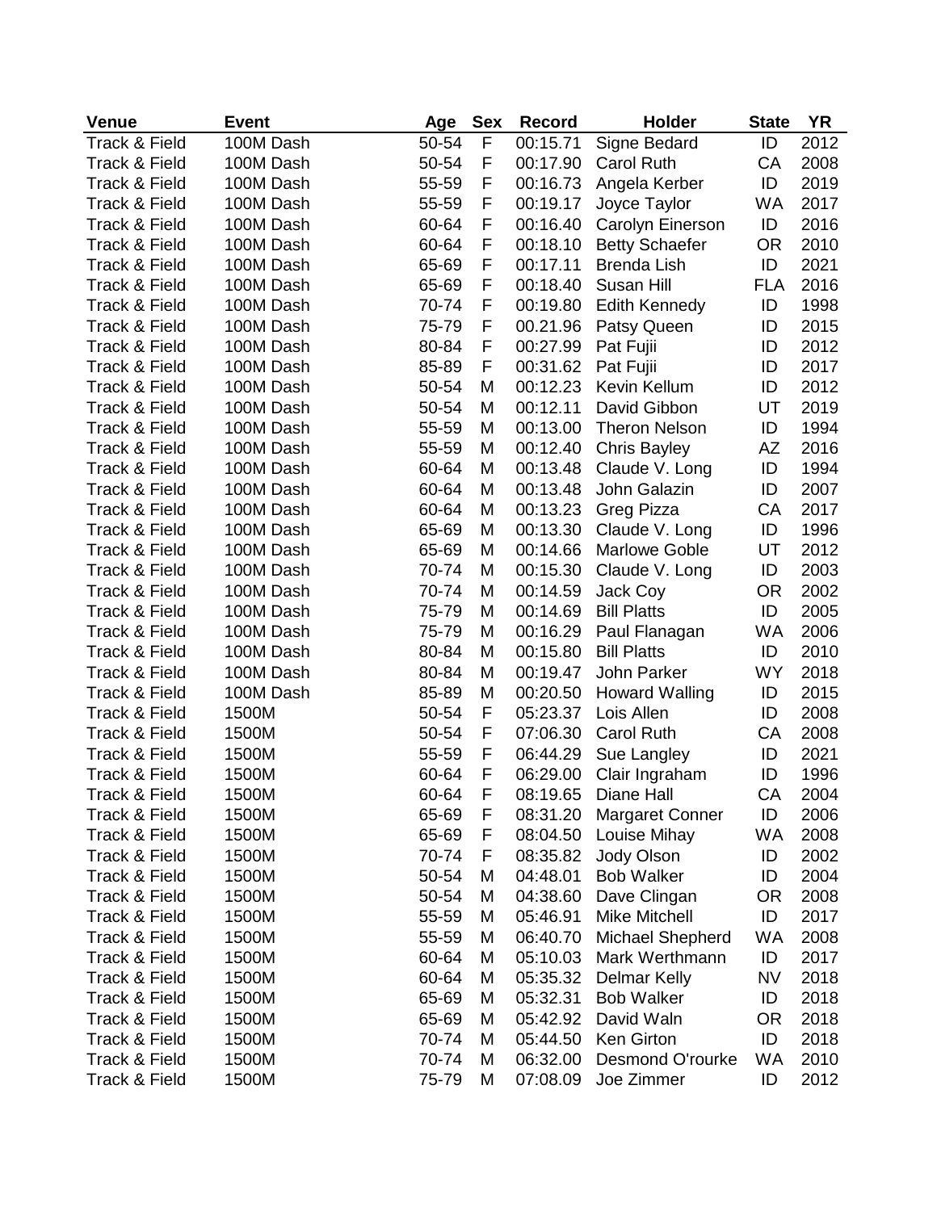| Venue | Event | Age | Sex | Record | Holder | State | YR |
|---|---|---|---|---|---|---|---|
| Track & Field | 100M Dash | 50-54 | F | 00:15.71 | Signe Bedard | ID | 2012 |
| Track & Field | 100M Dash | 50-54 | F | 00:17.90 | Carol Ruth | CA | 2008 |
| Track & Field | 100M Dash | 55-59 | F | 00:16.73 | Angela Kerber | ID | 2019 |
| Track & Field | 100M Dash | 55-59 | F | 00:19.17 | Joyce Taylor | WA | 2017 |
| Track & Field | 100M Dash | 60-64 | F | 00:16.40 | Carolyn Einerson | ID | 2016 |
| Track & Field | 100M Dash | 60-64 | F | 00:18.10 | Betty Schaefer | OR | 2010 |
| Track & Field | 100M Dash | 65-69 | F | 00:17.11 | Brenda Lish | ID | 2021 |
| Track & Field | 100M Dash | 65-69 | F | 00:18.40 | Susan Hill | FLA | 2016 |
| Track & Field | 100M Dash | 70-74 | F | 00:19.80 | Edith Kennedy | ID | 1998 |
| Track & Field | 100M Dash | 75-79 | F | 00.21.96 | Patsy Queen | ID | 2015 |
| Track & Field | 100M Dash | 80-84 | F | 00:27.99 | Pat Fujii | ID | 2012 |
| Track & Field | 100M Dash | 85-89 | F | 00:31.62 | Pat Fujii | ID | 2017 |
| Track & Field | 100M Dash | 50-54 | M | 00:12.23 | Kevin Kellum | ID | 2012 |
| Track & Field | 100M Dash | 50-54 | M | 00:12.11 | David Gibbon | UT | 2019 |
| Track & Field | 100M Dash | 55-59 | M | 00:13.00 | Theron Nelson | ID | 1994 |
| Track & Field | 100M Dash | 55-59 | M | 00:12.40 | Chris Bayley | AZ | 2016 |
| Track & Field | 100M Dash | 60-64 | M | 00:13.48 | Claude V. Long | ID | 1994 |
| Track & Field | 100M Dash | 60-64 | M | 00:13.48 | John Galazin | ID | 2007 |
| Track & Field | 100M Dash | 60-64 | M | 00:13.23 | Greg Pizza | CA | 2017 |
| Track & Field | 100M Dash | 65-69 | M | 00:13.30 | Claude V. Long | ID | 1996 |
| Track & Field | 100M Dash | 65-69 | M | 00:14.66 | Marlowe Goble | UT | 2012 |
| Track & Field | 100M Dash | 70-74 | M | 00:15.30 | Claude V. Long | ID | 2003 |
| Track & Field | 100M Dash | 70-74 | M | 00:14.59 | Jack Coy | OR | 2002 |
| Track & Field | 100M Dash | 75-79 | M | 00:14.69 | Bill Platts | ID | 2005 |
| Track & Field | 100M Dash | 75-79 | M | 00:16.29 | Paul Flanagan | WA | 2006 |
| Track & Field | 100M Dash | 80-84 | M | 00:15.80 | Bill Platts | ID | 2010 |
| Track & Field | 100M Dash | 80-84 | M | 00:19.47 | John Parker | WY | 2018 |
| Track & Field | 100M Dash | 85-89 | M | 00:20.50 | Howard Walling | ID | 2015 |
| Track & Field | 1500M | 50-54 | F | 05:23.37 | Lois Allen | ID | 2008 |
| Track & Field | 1500M | 50-54 | F | 07:06.30 | Carol Ruth | CA | 2008 |
| Track & Field | 1500M | 55-59 | F | 06:44.29 | Sue Langley | ID | 2021 |
| Track & Field | 1500M | 60-64 | F | 06:29.00 | Clair Ingraham | ID | 1996 |
| Track & Field | 1500M | 60-64 | F | 08:19.65 | Diane Hall | CA | 2004 |
| Track & Field | 1500M | 65-69 | F | 08:31.20 | Margaret Conner | ID | 2006 |
| Track & Field | 1500M | 65-69 | F | 08:04.50 | Louise Mihay | WA | 2008 |
| Track & Field | 1500M | 70-74 | F | 08:35.82 | Jody Olson | ID | 2002 |
| Track & Field | 1500M | 50-54 | M | 04:48.01 | Bob Walker | ID | 2004 |
| Track & Field | 1500M | 50-54 | M | 04:38.60 | Dave Clingan | OR | 2008 |
| Track & Field | 1500M | 55-59 | M | 05:46.91 | Mike Mitchell | ID | 2017 |
| Track & Field | 1500M | 55-59 | M | 06:40.70 | Michael Shepherd | WA | 2008 |
| Track & Field | 1500M | 60-64 | M | 05:10.03 | Mark Werthmann | ID | 2017 |
| Track & Field | 1500M | 60-64 | M | 05:35.32 | Delmar Kelly | NV | 2018 |
| Track & Field | 1500M | 65-69 | M | 05:32.31 | Bob Walker | ID | 2018 |
| Track & Field | 1500M | 65-69 | M | 05:42.92 | David Waln | OR | 2018 |
| Track & Field | 1500M | 70-74 | M | 05:44.50 | Ken Girton | ID | 2018 |
| Track & Field | 1500M | 70-74 | M | 06:32.00 | Desmond O'rourke | WA | 2010 |
| Track & Field | 1500M | 75-79 | M | 07:08.09 | Joe Zimmer | ID | 2012 |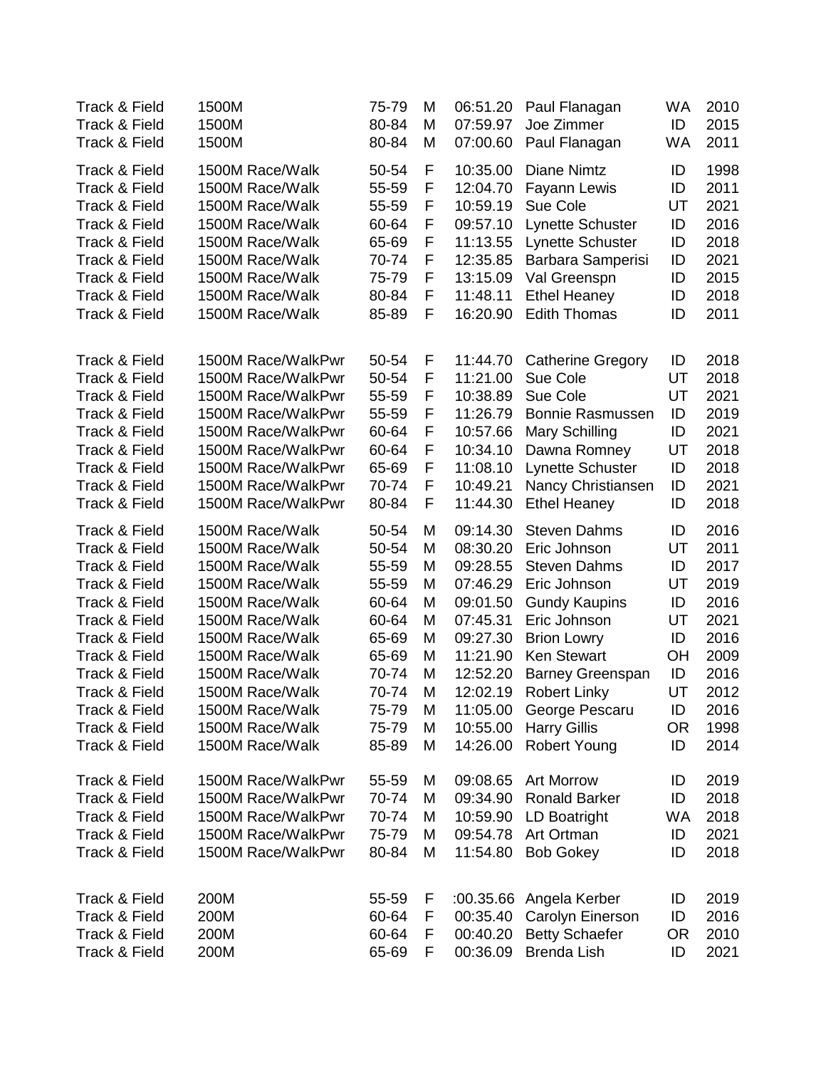| | | | | | | | |
|---|---|---|---|---|---|---|---|
| Track & Field | 1500M | 75-79 | M | 06:51.20 | Paul Flanagan | WA | 2010 |
| Track & Field | 1500M | 80-84 | M | 07:59.97 | Joe Zimmer | ID | 2015 |
| Track & Field | 1500M | 80-84 | M | 07:00.60 | Paul Flanagan | WA | 2011 |
| Track & Field | 1500M Race/Walk | 50-54 | F | 10:35.00 | Diane Nimtz | ID | 1998 |
| Track & Field | 1500M Race/Walk | 55-59 | F | 12:04.70 | Fayann Lewis | ID | 2011 |
| Track & Field | 1500M Race/Walk | 55-59 | F | 10:59.19 | Sue Cole | UT | 2021 |
| Track & Field | 1500M Race/Walk | 60-64 | F | 09:57.10 | Lynette Schuster | ID | 2016 |
| Track & Field | 1500M Race/Walk | 65-69 | F | 11:13.55 | Lynette Schuster | ID | 2018 |
| Track & Field | 1500M Race/Walk | 70-74 | F | 12:35.85 | Barbara Samperisi | ID | 2021 |
| Track & Field | 1500M Race/Walk | 75-79 | F | 13:15.09 | Val Greenspn | ID | 2015 |
| Track & Field | 1500M Race/Walk | 80-84 | F | 11:48.11 | Ethel Heaney | ID | 2018 |
| Track & Field | 1500M Race/Walk | 85-89 | F | 16:20.90 | Edith Thomas | ID | 2011 |
| Track & Field | 1500M Race/WalkPwr | 50-54 | F | 11:44.70 | Catherine Gregory | ID | 2018 |
| Track & Field | 1500M Race/WalkPwr | 50-54 | F | 11:21.00 | Sue Cole | UT | 2018 |
| Track & Field | 1500M Race/WalkPwr | 55-59 | F | 10:38.89 | Sue Cole | UT | 2021 |
| Track & Field | 1500M Race/WalkPwr | 55-59 | F | 11:26.79 | Bonnie Rasmussen | ID | 2019 |
| Track & Field | 1500M Race/WalkPwr | 60-64 | F | 10:57.66 | Mary Schilling | ID | 2021 |
| Track & Field | 1500M Race/WalkPwr | 60-64 | F | 10:34.10 | Dawna Romney | UT | 2018 |
| Track & Field | 1500M Race/WalkPwr | 65-69 | F | 11:08.10 | Lynette Schuster | ID | 2018 |
| Track & Field | 1500M Race/WalkPwr | 70-74 | F | 10:49.21 | Nancy Christiansen | ID | 2021 |
| Track & Field | 1500M Race/WalkPwr | 80-84 | F | 11:44.30 | Ethel Heaney | ID | 2018 |
| Track & Field | 1500M Race/Walk | 50-54 | M | 09:14.30 | Steven Dahms | ID | 2016 |
| Track & Field | 1500M Race/Walk | 50-54 | M | 08:30.20 | Eric Johnson | UT | 2011 |
| Track & Field | 1500M Race/Walk | 55-59 | M | 09:28.55 | Steven Dahms | ID | 2017 |
| Track & Field | 1500M Race/Walk | 55-59 | M | 07:46.29 | Eric Johnson | UT | 2019 |
| Track & Field | 1500M Race/Walk | 60-64 | M | 09:01.50 | Gundy Kaupins | ID | 2016 |
| Track & Field | 1500M Race/Walk | 60-64 | M | 07:45.31 | Eric Johnson | UT | 2021 |
| Track & Field | 1500M Race/Walk | 65-69 | M | 09:27.30 | Brion Lowry | ID | 2016 |
| Track & Field | 1500M Race/Walk | 65-69 | M | 11:21.90 | Ken Stewart | OH | 2009 |
| Track & Field | 1500M Race/Walk | 70-74 | M | 12:52.20 | Barney Greenspan | ID | 2016 |
| Track & Field | 1500M Race/Walk | 70-74 | M | 12:02.19 | Robert Linky | UT | 2012 |
| Track & Field | 1500M Race/Walk | 75-79 | M | 11:05.00 | George Pescaru | ID | 2016 |
| Track & Field | 1500M Race/Walk | 75-79 | M | 10:55.00 | Harry Gillis | OR | 1998 |
| Track & Field | 1500M Race/Walk | 85-89 | M | 14:26.00 | Robert Young | ID | 2014 |
| Track & Field | 1500M Race/WalkPwr | 55-59 | M | 09:08.65 | Art Morrow | ID | 2019 |
| Track & Field | 1500M Race/WalkPwr | 70-74 | M | 09:34.90 | Ronald Barker | ID | 2018 |
| Track & Field | 1500M Race/WalkPwr | 70-74 | M | 10:59.90 | LD Boatright | WA | 2018 |
| Track & Field | 1500M Race/WalkPwr | 75-79 | M | 09:54.78 | Art Ortman | ID | 2021 |
| Track & Field | 1500M Race/WalkPwr | 80-84 | M | 11:54.80 | Bob Gokey | ID | 2018 |
| Track & Field | 200M | 55-59 | F | :00.35.66 | Angela Kerber | ID | 2019 |
| Track & Field | 200M | 60-64 | F | 00:35.40 | Carolyn Einerson | ID | 2016 |
| Track & Field | 200M | 60-64 | F | 00:40.20 | Betty Schaefer | OR | 2010 |
| Track & Field | 200M | 65-69 | F | 00:36.09 | Brenda Lish | ID | 2021 |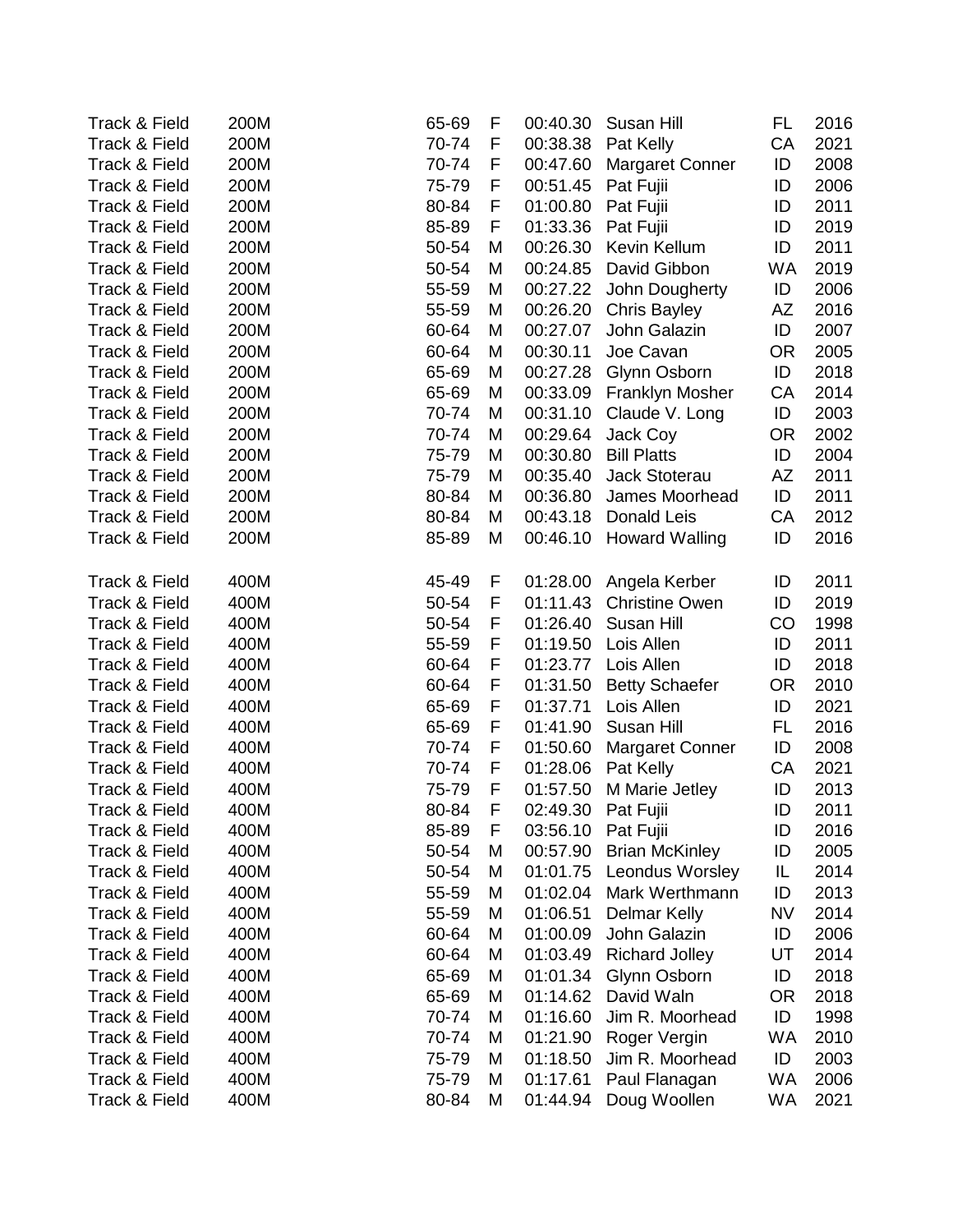| | | | | | | | |
|---|---|---|---|---|---|---|---|
| Track & Field | 200M | 65-69 | F | 00:40.30 | Susan Hill | FL | 2016 |
| Track & Field | 200M | 70-74 | F | 00:38.38 | Pat Kelly | CA | 2021 |
| Track & Field | 200M | 70-74 | F | 00:47.60 | Margaret Conner | ID | 2008 |
| Track & Field | 200M | 75-79 | F | 00:51.45 | Pat Fujii | ID | 2006 |
| Track & Field | 200M | 80-84 | F | 01:00.80 | Pat Fujii | ID | 2011 |
| Track & Field | 200M | 85-89 | F | 01:33.36 | Pat Fujii | ID | 2019 |
| Track & Field | 200M | 50-54 | M | 00:26.30 | Kevin Kellum | ID | 2011 |
| Track & Field | 200M | 50-54 | M | 00:24.85 | David Gibbon | WA | 2019 |
| Track & Field | 200M | 55-59 | M | 00:27.22 | John Dougherty | ID | 2006 |
| Track & Field | 200M | 55-59 | M | 00:26.20 | Chris Bayley | AZ | 2016 |
| Track & Field | 200M | 60-64 | M | 00:27.07 | John Galazin | ID | 2007 |
| Track & Field | 200M | 60-64 | M | 00:30.11 | Joe Cavan | OR | 2005 |
| Track & Field | 200M | 65-69 | M | 00:27.28 | Glynn Osborn | ID | 2018 |
| Track & Field | 200M | 65-69 | M | 00:33.09 | Franklyn Mosher | CA | 2014 |
| Track & Field | 200M | 70-74 | M | 00:31.10 | Claude V. Long | ID | 2003 |
| Track & Field | 200M | 70-74 | M | 00:29.64 | Jack Coy | OR | 2002 |
| Track & Field | 200M | 75-79 | M | 00:30.80 | Bill Platts | ID | 2004 |
| Track & Field | 200M | 75-79 | M | 00:35.40 | Jack Stoterau | AZ | 2011 |
| Track & Field | 200M | 80-84 | M | 00:36.80 | James Moorhead | ID | 2011 |
| Track & Field | 200M | 80-84 | M | 00:43.18 | Donald Leis | CA | 2012 |
| Track & Field | 200M | 85-89 | M | 00:46.10 | Howard Walling | ID | 2016 |
| | | | | | | | |
| Track & Field | 400M | 45-49 | F | 01:28.00 | Angela Kerber | ID | 2011 |
| Track & Field | 400M | 50-54 | F | 01:11.43 | Christine Owen | ID | 2019 |
| Track & Field | 400M | 50-54 | F | 01:26.40 | Susan Hill | CO | 1998 |
| Track & Field | 400M | 55-59 | F | 01:19.50 | Lois Allen | ID | 2011 |
| Track & Field | 400M | 60-64 | F | 01:23.77 | Lois Allen | ID | 2018 |
| Track & Field | 400M | 60-64 | F | 01:31.50 | Betty Schaefer | OR | 2010 |
| Track & Field | 400M | 65-69 | F | 01:37.71 | Lois Allen | ID | 2021 |
| Track & Field | 400M | 65-69 | F | 01:41.90 | Susan Hill | FL | 2016 |
| Track & Field | 400M | 70-74 | F | 01:50.60 | Margaret Conner | ID | 2008 |
| Track & Field | 400M | 70-74 | F | 01:28.06 | Pat Kelly | CA | 2021 |
| Track & Field | 400M | 75-79 | F | 01:57.50 | M Marie Jetley | ID | 2013 |
| Track & Field | 400M | 80-84 | F | 02:49.30 | Pat Fujii | ID | 2011 |
| Track & Field | 400M | 85-89 | F | 03:56.10 | Pat Fujii | ID | 2016 |
| Track & Field | 400M | 50-54 | M | 00:57.90 | Brian McKinley | ID | 2005 |
| Track & Field | 400M | 50-54 | M | 01:01.75 | Leondus Worsley | IL | 2014 |
| Track & Field | 400M | 55-59 | M | 01:02.04 | Mark Werthmann | ID | 2013 |
| Track & Field | 400M | 55-59 | M | 01:06.51 | Delmar Kelly | NV | 2014 |
| Track & Field | 400M | 60-64 | M | 01:00.09 | John Galazin | ID | 2006 |
| Track & Field | 400M | 60-64 | M | 01:03.49 | Richard Jolley | UT | 2014 |
| Track & Field | 400M | 65-69 | M | 01:01.34 | Glynn Osborn | ID | 2018 |
| Track & Field | 400M | 65-69 | M | 01:14.62 | David Waln | OR | 2018 |
| Track & Field | 400M | 70-74 | M | 01:16.60 | Jim R. Moorhead | ID | 1998 |
| Track & Field | 400M | 70-74 | M | 01:21.90 | Roger Vergin | WA | 2010 |
| Track & Field | 400M | 75-79 | M | 01:18.50 | Jim R. Moorhead | ID | 2003 |
| Track & Field | 400M | 75-79 | M | 01:17.61 | Paul Flanagan | WA | 2006 |
| Track & Field | 400M | 80-84 | M | 01:44.94 | Doug Woollen | WA | 2021 |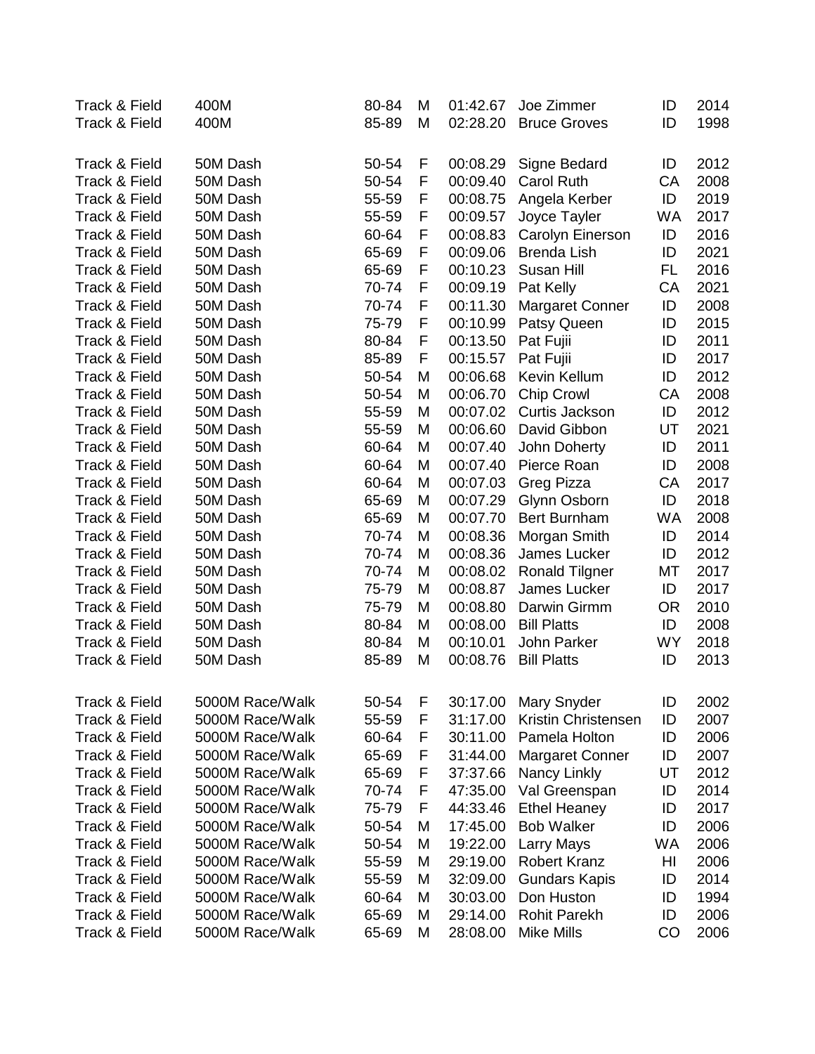| | | | | | | | |
|---|---|---|---|---|---|---|---|
| Track & Field | 400M | 80-84 | M | 01:42.67 | Joe Zimmer | ID | 2014 |
| Track & Field | 400M | 85-89 | M | 02:28.20 | Bruce Groves | ID | 1998 |
| | | | | | | | |
| Track & Field | 50M Dash | 50-54 | F | 00:08.29 | Signe Bedard | ID | 2012 |
| Track & Field | 50M Dash | 50-54 | F | 00:09.40 | Carol Ruth | CA | 2008 |
| Track & Field | 50M Dash | 55-59 | F | 00:08.75 | Angela Kerber | ID | 2019 |
| Track & Field | 50M Dash | 55-59 | F | 00:09.57 | Joyce Tayler | WA | 2017 |
| Track & Field | 50M Dash | 60-64 | F | 00:08.83 | Carolyn Einerson | ID | 2016 |
| Track & Field | 50M Dash | 65-69 | F | 00:09.06 | Brenda Lish | ID | 2021 |
| Track & Field | 50M Dash | 65-69 | F | 00:10.23 | Susan Hill | FL | 2016 |
| Track & Field | 50M Dash | 70-74 | F | 00:09.19 | Pat Kelly | CA | 2021 |
| Track & Field | 50M Dash | 70-74 | F | 00:11.30 | Margaret Conner | ID | 2008 |
| Track & Field | 50M Dash | 75-79 | F | 00:10.99 | Patsy Queen | ID | 2015 |
| Track & Field | 50M Dash | 80-84 | F | 00:13.50 | Pat Fujii | ID | 2011 |
| Track & Field | 50M Dash | 85-89 | F | 00:15.57 | Pat Fujii | ID | 2017 |
| Track & Field | 50M Dash | 50-54 | M | 00:06.68 | Kevin Kellum | ID | 2012 |
| Track & Field | 50M Dash | 50-54 | M | 00:06.70 | Chip Crowl | CA | 2008 |
| Track & Field | 50M Dash | 55-59 | M | 00:07.02 | Curtis Jackson | ID | 2012 |
| Track & Field | 50M Dash | 55-59 | M | 00:06.60 | David Gibbon | UT | 2021 |
| Track & Field | 50M Dash | 60-64 | M | 00:07.40 | John Doherty | ID | 2011 |
| Track & Field | 50M Dash | 60-64 | M | 00:07.40 | Pierce Roan | ID | 2008 |
| Track & Field | 50M Dash | 60-64 | M | 00:07.03 | Greg Pizza | CA | 2017 |
| Track & Field | 50M Dash | 65-69 | M | 00:07.29 | Glynn Osborn | ID | 2018 |
| Track & Field | 50M Dash | 65-69 | M | 00:07.70 | Bert Burnham | WA | 2008 |
| Track & Field | 50M Dash | 70-74 | M | 00:08.36 | Morgan Smith | ID | 2014 |
| Track & Field | 50M Dash | 70-74 | M | 00:08.36 | James Lucker | ID | 2012 |
| Track & Field | 50M Dash | 70-74 | M | 00:08.02 | Ronald Tilgner | MT | 2017 |
| Track & Field | 50M Dash | 75-79 | M | 00:08.87 | James Lucker | ID | 2017 |
| Track & Field | 50M Dash | 75-79 | M | 00:08.80 | Darwin Girmm | OR | 2010 |
| Track & Field | 50M Dash | 80-84 | M | 00:08.00 | Bill Platts | ID | 2008 |
| Track & Field | 50M Dash | 80-84 | M | 00:10.01 | John Parker | WY | 2018 |
| Track & Field | 50M Dash | 85-89 | M | 00:08.76 | Bill Platts | ID | 2013 |
| | | | | | | | |
| Track & Field | 5000M Race/Walk | 50-54 | F | 30:17.00 | Mary Snyder | ID | 2002 |
| Track & Field | 5000M Race/Walk | 55-59 | F | 31:17.00 | Kristin Christensen | ID | 2007 |
| Track & Field | 5000M Race/Walk | 60-64 | F | 30:11.00 | Pamela Holton | ID | 2006 |
| Track & Field | 5000M Race/Walk | 65-69 | F | 31:44.00 | Margaret Conner | ID | 2007 |
| Track & Field | 5000M Race/Walk | 65-69 | F | 37:37.66 | Nancy Linkly | UT | 2012 |
| Track & Field | 5000M Race/Walk | 70-74 | F | 47:35.00 | Val Greenspan | ID | 2014 |
| Track & Field | 5000M Race/Walk | 75-79 | F | 44:33.46 | Ethel Heaney | ID | 2017 |
| Track & Field | 5000M Race/Walk | 50-54 | M | 17:45.00 | Bob Walker | ID | 2006 |
| Track & Field | 5000M Race/Walk | 50-54 | M | 19:22.00 | Larry Mays | WA | 2006 |
| Track & Field | 5000M Race/Walk | 55-59 | M | 29:19.00 | Robert Kranz | HI | 2006 |
| Track & Field | 5000M Race/Walk | 55-59 | M | 32:09.00 | Gundars Kapis | ID | 2014 |
| Track & Field | 5000M Race/Walk | 60-64 | M | 30:03.00 | Don Huston | ID | 1994 |
| Track & Field | 5000M Race/Walk | 65-69 | M | 29:14.00 | Rohit Parekh | ID | 2006 |
| Track & Field | 5000M Race/Walk | 65-69 | M | 28:08.00 | Mike Mills | CO | 2006 |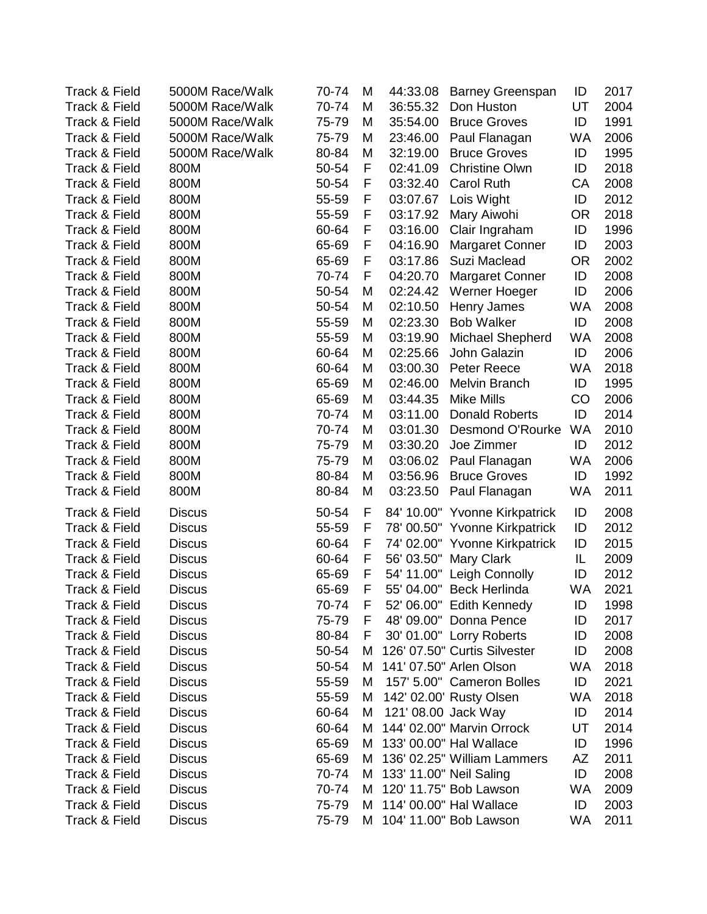| Track & Field | 5000M Race/Walk | 70-74 | M | 44:33.08 | Barney Greenspan | ID | 2017 |
|---|---|---|---|---|---|---|---|
| Track & Field | 5000M Race/Walk | 70-74 | M | 36:55.32 | Don Huston | UT | 2004 |
| Track & Field | 5000M Race/Walk | 75-79 | M | 35:54.00 | Bruce Groves | ID | 1991 |
| Track & Field | 5000M Race/Walk | 75-79 | M | 23:46.00 | Paul Flanagan | WA | 2006 |
| Track & Field | 5000M Race/Walk | 80-84 | M | 32:19.00 | Bruce Groves | ID | 1995 |
| Track & Field | 800M | 50-54 | F | 02:41.09 | Christine Olwn | ID | 2018 |
| Track & Field | 800M | 50-54 | F | 03:32.40 | Carol Ruth | CA | 2008 |
| Track & Field | 800M | 55-59 | F | 03:07.67 | Lois Wight | ID | 2012 |
| Track & Field | 800M | 55-59 | F | 03:17.92 | Mary Aiwohi | OR | 2018 |
| Track & Field | 800M | 60-64 | F | 03:16.00 | Clair Ingraham | ID | 1996 |
| Track & Field | 800M | 65-69 | F | 04:16.90 | Margaret Conner | ID | 2003 |
| Track & Field | 800M | 65-69 | F | 03:17.86 | Suzi Maclead | OR | 2002 |
| Track & Field | 800M | 70-74 | F | 04:20.70 | Margaret Conner | ID | 2008 |
| Track & Field | 800M | 50-54 | M | 02:24.42 | Werner Hoeger | ID | 2006 |
| Track & Field | 800M | 50-54 | M | 02:10.50 | Henry James | WA | 2008 |
| Track & Field | 800M | 55-59 | M | 02:23.30 | Bob Walker | ID | 2008 |
| Track & Field | 800M | 55-59 | M | 03:19.90 | Michael Shepherd | WA | 2008 |
| Track & Field | 800M | 60-64 | M | 02:25.66 | John Galazin | ID | 2006 |
| Track & Field | 800M | 60-64 | M | 03:00.30 | Peter Reece | WA | 2018 |
| Track & Field | 800M | 65-69 | M | 02:46.00 | Melvin Branch | ID | 1995 |
| Track & Field | 800M | 65-69 | M | 03:44.35 | Mike Mills | CO | 2006 |
| Track & Field | 800M | 70-74 | M | 03:11.00 | Donald Roberts | ID | 2014 |
| Track & Field | 800M | 70-74 | M | 03:01.30 | Desmond O'Rourke | WA | 2010 |
| Track & Field | 800M | 75-79 | M | 03:30.20 | Joe Zimmer | ID | 2012 |
| Track & Field | 800M | 75-79 | M | 03:06.02 | Paul Flanagan | WA | 2006 |
| Track & Field | 800M | 80-84 | M | 03:56.96 | Bruce Groves | ID | 1992 |
| Track & Field | 800M | 80-84 | M | 03:23.50 | Paul Flanagan | WA | 2011 |
| Track & Field | Discus | 50-54 | F | 84' 10.00" | Yvonne Kirkpatrick | ID | 2008 |
| Track & Field | Discus | 55-59 | F | 78' 00.50" | Yvonne Kirkpatrick | ID | 2012 |
| Track & Field | Discus | 60-64 | F | 74' 02.00" | Yvonne Kirkpatrick | ID | 2015 |
| Track & Field | Discus | 60-64 | F | 56' 03.50" | Mary Clark | IL | 2009 |
| Track & Field | Discus | 65-69 | F | 54' 11.00" | Leigh Connolly | ID | 2012 |
| Track & Field | Discus | 65-69 | F | 55' 04.00" | Beck Herlinda | WA | 2021 |
| Track & Field | Discus | 70-74 | F | 52' 06.00" | Edith Kennedy | ID | 1998 |
| Track & Field | Discus | 75-79 | F | 48' 09.00" | Donna Pence | ID | 2017 |
| Track & Field | Discus | 80-84 | F | 30' 01.00" | Lorry Roberts | ID | 2008 |
| Track & Field | Discus | 50-54 | M | 126' 07.50" | Curtis Silvester | ID | 2008 |
| Track & Field | Discus | 50-54 | M | 141' 07.50" | Arlen Olson | WA | 2018 |
| Track & Field | Discus | 55-59 | M | 157' 5.00" | Cameron Bolles | ID | 2021 |
| Track & Field | Discus | 55-59 | M | 142' 02.00' | Rusty Olsen | WA | 2018 |
| Track & Field | Discus | 60-64 | M | 121' 08.00 | Jack Way | ID | 2014 |
| Track & Field | Discus | 60-64 | M | 144' 02.00" | Marvin Orrock | UT | 2014 |
| Track & Field | Discus | 65-69 | M | 133' 00.00" | Hal Wallace | ID | 1996 |
| Track & Field | Discus | 65-69 | M | 136' 02.25" | William Lammers | AZ | 2011 |
| Track & Field | Discus | 70-74 | M | 133' 11.00" | Neil Saling | ID | 2008 |
| Track & Field | Discus | 70-74 | M | 120' 11.75" | Bob Lawson | WA | 2009 |
| Track & Field | Discus | 75-79 | M | 114' 00.00" | Hal Wallace | ID | 2003 |
| Track & Field | Discus | 75-79 | M | 104' 11.00" | Bob Lawson | WA | 2011 |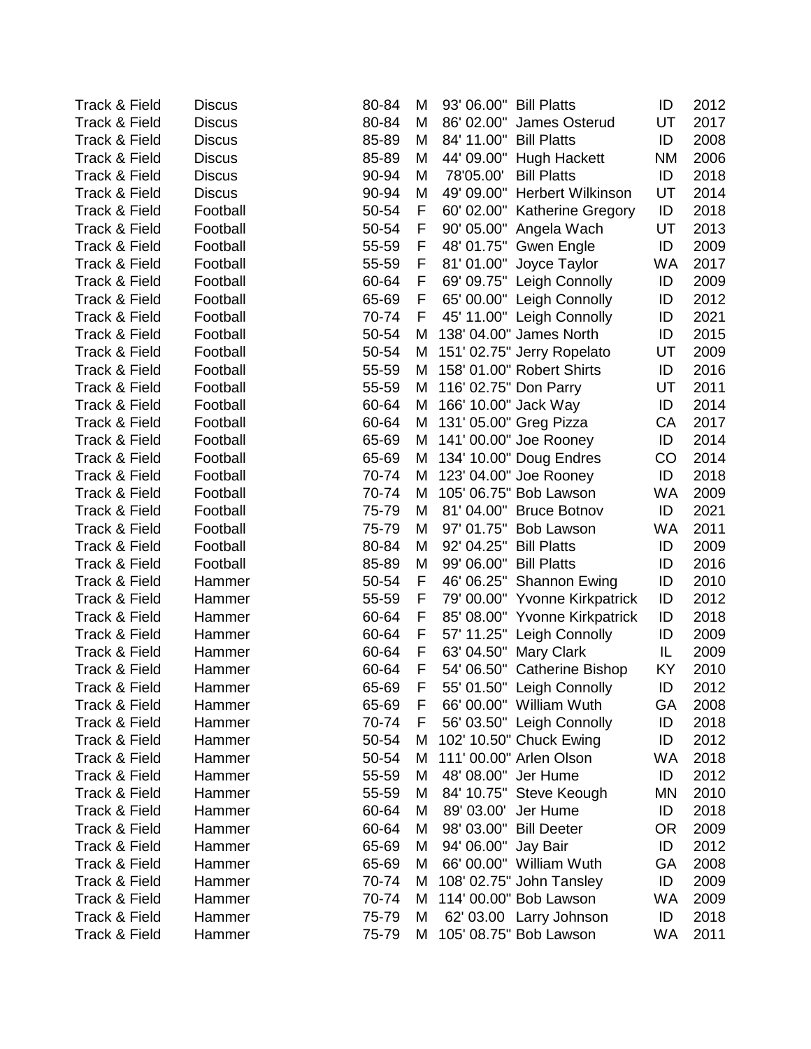| | | | | | | | |
|---|---|---|---|---|---|---|---|
| Track & Field | Discus | 80-84 | M | 93' 06.00" | Bill Platts | ID | 2012 |
| Track & Field | Discus | 80-84 | M | 86' 02.00" | James Osterud | UT | 2017 |
| Track & Field | Discus | 85-89 | M | 84' 11.00" | Bill Platts | ID | 2008 |
| Track & Field | Discus | 85-89 | M | 44' 09.00" | Hugh Hackett | NM | 2006 |
| Track & Field | Discus | 90-94 | M | 78'05.00' | Bill Platts | ID | 2018 |
| Track & Field | Discus | 90-94 | M | 49' 09.00" | Herbert Wilkinson | UT | 2014 |
| Track & Field | Football | 50-54 | F | 60' 02.00" | Katherine Gregory | ID | 2018 |
| Track & Field | Football | 50-54 | F | 90' 05.00" | Angela Wach | UT | 2013 |
| Track & Field | Football | 55-59 | F | 48' 01.75" | Gwen Engle | ID | 2009 |
| Track & Field | Football | 55-59 | F | 81' 01.00" | Joyce Taylor | WA | 2017 |
| Track & Field | Football | 60-64 | F | 69' 09.75" | Leigh Connolly | ID | 2009 |
| Track & Field | Football | 65-69 | F | 65' 00.00" | Leigh Connolly | ID | 2012 |
| Track & Field | Football | 70-74 | F | 45' 11.00" | Leigh Connolly | ID | 2021 |
| Track & Field | Football | 50-54 | M | 138' 04.00" | James North | ID | 2015 |
| Track & Field | Football | 50-54 | M | 151' 02.75" | Jerry Ropelato | UT | 2009 |
| Track & Field | Football | 55-59 | M | 158' 01.00" | Robert Shirts | ID | 2016 |
| Track & Field | Football | 55-59 | M | 116' 02.75" | Don Parry | UT | 2011 |
| Track & Field | Football | 60-64 | M | 166' 10.00" | Jack Way | ID | 2014 |
| Track & Field | Football | 60-64 | M | 131' 05.00" | Greg Pizza | CA | 2017 |
| Track & Field | Football | 65-69 | M | 141' 00.00" | Joe Rooney | ID | 2014 |
| Track & Field | Football | 65-69 | M | 134' 10.00" | Doug Endres | CO | 2014 |
| Track & Field | Football | 70-74 | M | 123' 04.00" | Joe Rooney | ID | 2018 |
| Track & Field | Football | 70-74 | M | 105' 06.75" | Bob Lawson | WA | 2009 |
| Track & Field | Football | 75-79 | M | 81' 04.00" | Bruce Botnov | ID | 2021 |
| Track & Field | Football | 75-79 | M | 97' 01.75" | Bob Lawson | WA | 2011 |
| Track & Field | Football | 80-84 | M | 92' 04.25" | Bill Platts | ID | 2009 |
| Track & Field | Football | 85-89 | M | 99' 06.00" | Bill Platts | ID | 2016 |
| Track & Field | Hammer | 50-54 | F | 46' 06.25" | Shannon Ewing | ID | 2010 |
| Track & Field | Hammer | 55-59 | F | 79' 00.00" | Yvonne Kirkpatrick | ID | 2012 |
| Track & Field | Hammer | 60-64 | F | 85' 08.00" | Yvonne Kirkpatrick | ID | 2018 |
| Track & Field | Hammer | 60-64 | F | 57' 11.25" | Leigh Connolly | ID | 2009 |
| Track & Field | Hammer | 60-64 | F | 63' 04.50" | Mary Clark | IL | 2009 |
| Track & Field | Hammer | 60-64 | F | 54' 06.50" | Catherine Bishop | KY | 2010 |
| Track & Field | Hammer | 65-69 | F | 55' 01.50" | Leigh Connolly | ID | 2012 |
| Track & Field | Hammer | 65-69 | F | 66' 00.00" | William Wuth | GA | 2008 |
| Track & Field | Hammer | 70-74 | F | 56' 03.50" | Leigh Connolly | ID | 2018 |
| Track & Field | Hammer | 50-54 | M | 102' 10.50" | Chuck Ewing | ID | 2012 |
| Track & Field | Hammer | 50-54 | M | 111' 00.00" | Arlen Olson | WA | 2018 |
| Track & Field | Hammer | 55-59 | M | 48' 08.00" | Jer Hume | ID | 2012 |
| Track & Field | Hammer | 55-59 | M | 84' 10.75" | Steve Keough | MN | 2010 |
| Track & Field | Hammer | 60-64 | M | 89' 03.00' | Jer Hume | ID | 2018 |
| Track & Field | Hammer | 60-64 | M | 98' 03.00" | Bill Deeter | OR | 2009 |
| Track & Field | Hammer | 65-69 | M | 94' 06.00" | Jay Bair | ID | 2012 |
| Track & Field | Hammer | 65-69 | M | 66' 00.00" | William Wuth | GA | 2008 |
| Track & Field | Hammer | 70-74 | M | 108' 02.75" | John Tansley | ID | 2009 |
| Track & Field | Hammer | 70-74 | M | 114' 00.00" | Bob Lawson | WA | 2009 |
| Track & Field | Hammer | 75-79 | M | 62' 03.00 | Larry Johnson | ID | 2018 |
| Track & Field | Hammer | 75-79 | M | 105' 08.75" | Bob Lawson | WA | 2011 |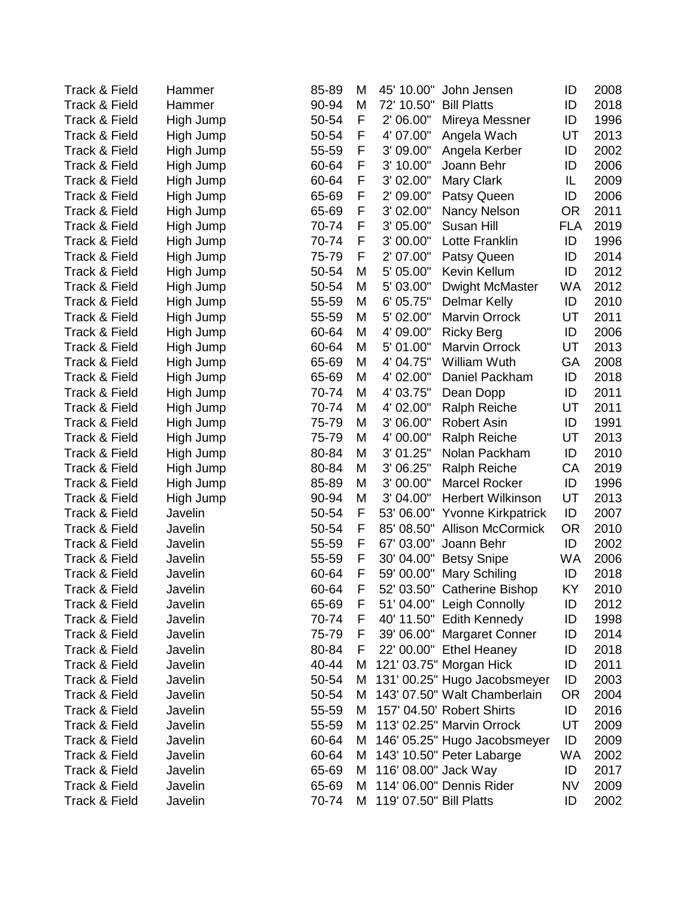| | | | | | | | |
|---|---|---|---|---|---|---|---|
| Track & Field | Hammer | 85-89 | M | 45' 10.00" | John Jensen | ID | 2008 |
| Track & Field | Hammer | 90-94 | M | 72' 10.50" | Bill Platts | ID | 2018 |
| Track & Field | High Jump | 50-54 | F | 2' 06.00" | Mireya Messner | ID | 1996 |
| Track & Field | High Jump | 50-54 | F | 4' 07.00" | Angela Wach | UT | 2013 |
| Track & Field | High Jump | 55-59 | F | 3' 09.00" | Angela Kerber | ID | 2002 |
| Track & Field | High Jump | 60-64 | F | 3' 10.00" | Joann Behr | ID | 2006 |
| Track & Field | High Jump | 60-64 | F | 3' 02.00" | Mary Clark | IL | 2009 |
| Track & Field | High Jump | 65-69 | F | 2' 09.00" | Patsy Queen | ID | 2006 |
| Track & Field | High Jump | 65-69 | F | 3' 02.00" | Nancy Nelson | OR | 2011 |
| Track & Field | High Jump | 70-74 | F | 3' 05.00" | Susan Hill | FLA | 2019 |
| Track & Field | High Jump | 70-74 | F | 3' 00.00" | Lotte Franklin | ID | 1996 |
| Track & Field | High Jump | 75-79 | F | 2' 07.00" | Patsy Queen | ID | 2014 |
| Track & Field | High Jump | 50-54 | M | 5' 05.00" | Kevin Kellum | ID | 2012 |
| Track & Field | High Jump | 50-54 | M | 5' 03.00" | Dwight McMaster | WA | 2012 |
| Track & Field | High Jump | 55-59 | M | 6' 05.75" | Delmar Kelly | ID | 2010 |
| Track & Field | High Jump | 55-59 | M | 5' 02.00" | Marvin Orrock | UT | 2011 |
| Track & Field | High Jump | 60-64 | M | 4' 09.00" | Ricky Berg | ID | 2006 |
| Track & Field | High Jump | 60-64 | M | 5' 01.00" | Marvin Orrock | UT | 2013 |
| Track & Field | High Jump | 65-69 | M | 4' 04.75" | William Wuth | GA | 2008 |
| Track & Field | High Jump | 65-69 | M | 4' 02.00" | Daniel Packham | ID | 2018 |
| Track & Field | High Jump | 70-74 | M | 4' 03.75" | Dean Dopp | ID | 2011 |
| Track & Field | High Jump | 70-74 | M | 4' 02.00" | Ralph Reiche | UT | 2011 |
| Track & Field | High Jump | 75-79 | M | 3' 06.00" | Robert Asin | ID | 1991 |
| Track & Field | High Jump | 75-79 | M | 4' 00.00" | Ralph Reiche | UT | 2013 |
| Track & Field | High Jump | 80-84 | M | 3' 01.25" | Nolan Packham | ID | 2010 |
| Track & Field | High Jump | 80-84 | M | 3' 06.25" | Ralph Reiche | CA | 2019 |
| Track & Field | High Jump | 85-89 | M | 3' 00.00" | Marcel Rocker | ID | 1996 |
| Track & Field | High Jump | 90-94 | M | 3' 04.00" | Herbert Wilkinson | UT | 2013 |
| Track & Field | Javelin | 50-54 | F | 53' 06.00" | Yvonne Kirkpatrick | ID | 2007 |
| Track & Field | Javelin | 50-54 | F | 85' 08.50" | Allison McCormick | OR | 2010 |
| Track & Field | Javelin | 55-59 | F | 67' 03.00" | Joann Behr | ID | 2002 |
| Track & Field | Javelin | 55-59 | F | 30' 04.00" | Betsy Snipe | WA | 2006 |
| Track & Field | Javelin | 60-64 | F | 59' 00.00" | Mary Schiling | ID | 2018 |
| Track & Field | Javelin | 60-64 | F | 52' 03.50" | Catherine Bishop | KY | 2010 |
| Track & Field | Javelin | 65-69 | F | 51' 04.00" | Leigh Connolly | ID | 2012 |
| Track & Field | Javelin | 70-74 | F | 40' 11.50" | Edith Kennedy | ID | 1998 |
| Track & Field | Javelin | 75-79 | F | 39' 06.00" | Margaret Conner | ID | 2014 |
| Track & Field | Javelin | 80-84 | F | 22' 00.00" | Ethel Heaney | ID | 2018 |
| Track & Field | Javelin | 40-44 | M | 121' 03.75" | Morgan Hick | ID | 2011 |
| Track & Field | Javelin | 50-54 | M | 131' 00.25" | Hugo Jacobsmeyer | ID | 2003 |
| Track & Field | Javelin | 50-54 | M | 143' 07.50" | Walt Chamberlain | OR | 2004 |
| Track & Field | Javelin | 55-59 | M | 157' 04.50' | Robert Shirts | ID | 2016 |
| Track & Field | Javelin | 55-59 | M | 113' 02.25" | Marvin Orrock | UT | 2009 |
| Track & Field | Javelin | 60-64 | M | 146' 05.25" | Hugo Jacobsmeyer | ID | 2009 |
| Track & Field | Javelin | 60-64 | M | 143' 10.50" | Peter Labarge | WA | 2002 |
| Track & Field | Javelin | 65-69 | M | 116' 08.00" | Jack Way | ID | 2017 |
| Track & Field | Javelin | 65-69 | M | 114' 06.00" | Dennis Rider | NV | 2009 |
| Track & Field | Javelin | 70-74 | M | 119' 07.50" | Bill Platts | ID | 2002 |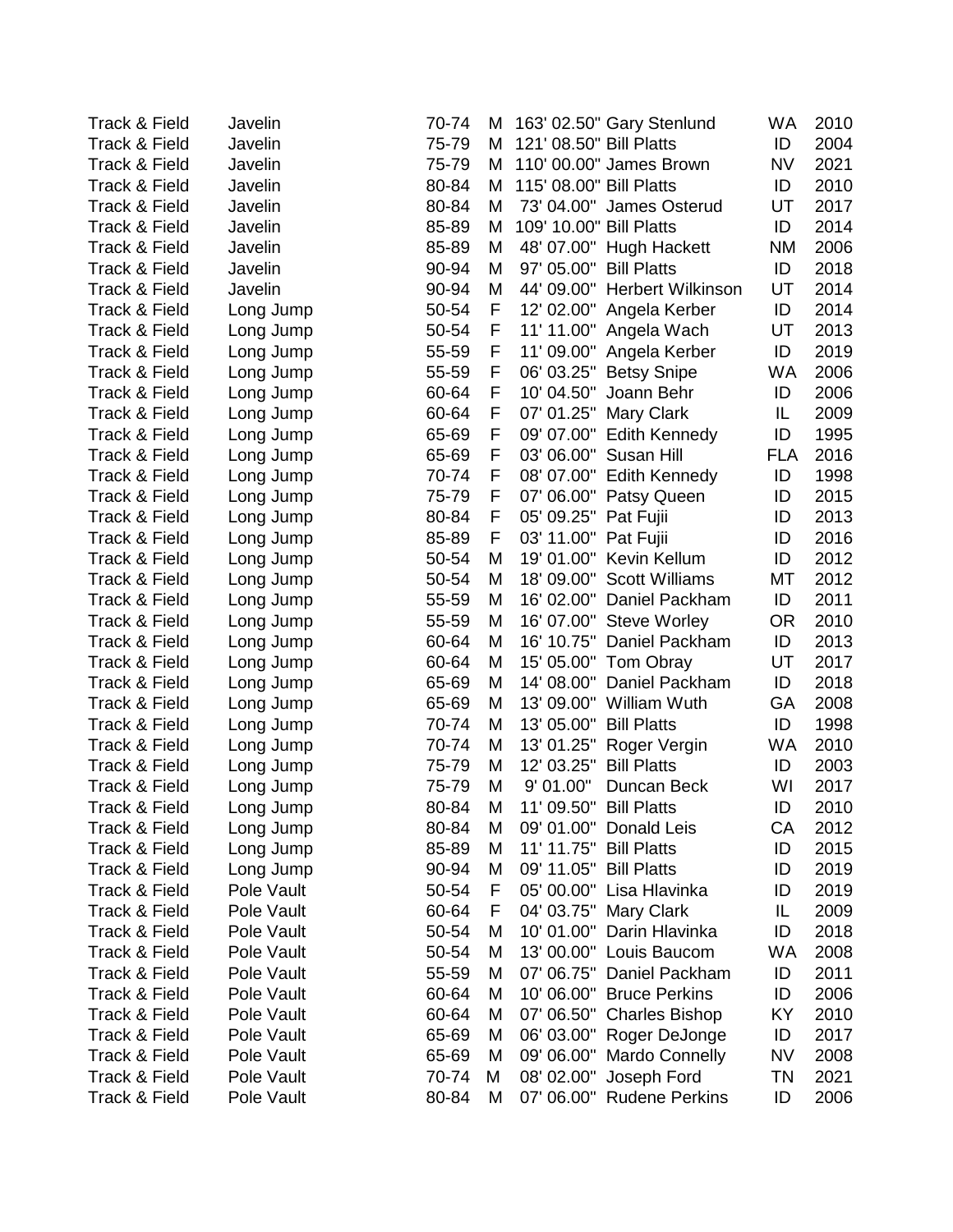| | | | | | | | |
|---|---|---|---|---|---|---|---|
| Track & Field | Javelin | 70-74 | M | 163' 02.50" | Gary Stenlund | WA | 2010 |
| Track & Field | Javelin | 75-79 | M | 121' 08.50" | Bill Platts | ID | 2004 |
| Track & Field | Javelin | 75-79 | M | 110' 00.00" | James Brown | NV | 2021 |
| Track & Field | Javelin | 80-84 | M | 115' 08.00" | Bill Platts | ID | 2010 |
| Track & Field | Javelin | 80-84 | M | 73' 04.00" | James Osterud | UT | 2017 |
| Track & Field | Javelin | 85-89 | M | 109' 10.00" | Bill Platts | ID | 2014 |
| Track & Field | Javelin | 85-89 | M | 48' 07.00" | Hugh Hackett | NM | 2006 |
| Track & Field | Javelin | 90-94 | M | 97' 05.00" | Bill Platts | ID | 2018 |
| Track & Field | Javelin | 90-94 | M | 44' 09.00" | Herbert Wilkinson | UT | 2014 |
| Track & Field | Long Jump | 50-54 | F | 12' 02.00" | Angela Kerber | ID | 2014 |
| Track & Field | Long Jump | 50-54 | F | 11' 11.00" | Angela Wach | UT | 2013 |
| Track & Field | Long Jump | 55-59 | F | 11' 09.00" | Angela Kerber | ID | 2019 |
| Track & Field | Long Jump | 55-59 | F | 06' 03.25" | Betsy Snipe | WA | 2006 |
| Track & Field | Long Jump | 60-64 | F | 10' 04.50" | Joann Behr | ID | 2006 |
| Track & Field | Long Jump | 60-64 | F | 07' 01.25" | Mary Clark | IL | 2009 |
| Track & Field | Long Jump | 65-69 | F | 09' 07.00" | Edith Kennedy | ID | 1995 |
| Track & Field | Long Jump | 65-69 | F | 03' 06.00" | Susan Hill | FLA | 2016 |
| Track & Field | Long Jump | 70-74 | F | 08' 07.00" | Edith Kennedy | ID | 1998 |
| Track & Field | Long Jump | 75-79 | F | 07' 06.00" | Patsy Queen | ID | 2015 |
| Track & Field | Long Jump | 80-84 | F | 05' 09.25" | Pat Fujii | ID | 2013 |
| Track & Field | Long Jump | 85-89 | F | 03' 11.00" | Pat Fujii | ID | 2016 |
| Track & Field | Long Jump | 50-54 | M | 19' 01.00" | Kevin Kellum | ID | 2012 |
| Track & Field | Long Jump | 50-54 | M | 18' 09.00" | Scott Williams | MT | 2012 |
| Track & Field | Long Jump | 55-59 | M | 16' 02.00" | Daniel Packham | ID | 2011 |
| Track & Field | Long Jump | 55-59 | M | 16' 07.00" | Steve Worley | OR | 2010 |
| Track & Field | Long Jump | 60-64 | M | 16' 10.75" | Daniel Packham | ID | 2013 |
| Track & Field | Long Jump | 60-64 | M | 15' 05.00" | Tom Obray | UT | 2017 |
| Track & Field | Long Jump | 65-69 | M | 14' 08.00" | Daniel Packham | ID | 2018 |
| Track & Field | Long Jump | 65-69 | M | 13' 09.00" | William Wuth | GA | 2008 |
| Track & Field | Long Jump | 70-74 | M | 13' 05.00" | Bill Platts | ID | 1998 |
| Track & Field | Long Jump | 70-74 | M | 13' 01.25" | Roger Vergin | WA | 2010 |
| Track & Field | Long Jump | 75-79 | M | 12' 03.25" | Bill Platts | ID | 2003 |
| Track & Field | Long Jump | 75-79 | M | 9' 01.00" | Duncan Beck | WI | 2017 |
| Track & Field | Long Jump | 80-84 | M | 11' 09.50" | Bill Platts | ID | 2010 |
| Track & Field | Long Jump | 80-84 | M | 09' 01.00" | Donald Leis | CA | 2012 |
| Track & Field | Long Jump | 85-89 | M | 11' 11.75" | Bill Platts | ID | 2015 |
| Track & Field | Long Jump | 90-94 | M | 09' 11.05" | Bill Platts | ID | 2019 |
| Track & Field | Pole Vault | 50-54 | F | 05' 00.00" | Lisa Hlavinka | ID | 2019 |
| Track & Field | Pole Vault | 60-64 | F | 04' 03.75" | Mary Clark | IL | 2009 |
| Track & Field | Pole Vault | 50-54 | M | 10' 01.00" | Darin Hlavinka | ID | 2018 |
| Track & Field | Pole Vault | 50-54 | M | 13' 00.00" | Louis Baucom | WA | 2008 |
| Track & Field | Pole Vault | 55-59 | M | 07' 06.75" | Daniel Packham | ID | 2011 |
| Track & Field | Pole Vault | 60-64 | M | 10' 06.00" | Bruce Perkins | ID | 2006 |
| Track & Field | Pole Vault | 60-64 | M | 07' 06.50" | Charles Bishop | KY | 2010 |
| Track & Field | Pole Vault | 65-69 | M | 06' 03.00" | Roger DeJonge | ID | 2017 |
| Track & Field | Pole Vault | 65-69 | M | 09' 06.00" | Mardo Connelly | NV | 2008 |
| Track & Field | Pole Vault | 70-74 | M | 08' 02.00" | Joseph Ford | TN | 2021 |
| Track & Field | Pole Vault | 80-84 | M | 07' 06.00" | Rudene Perkins | ID | 2006 |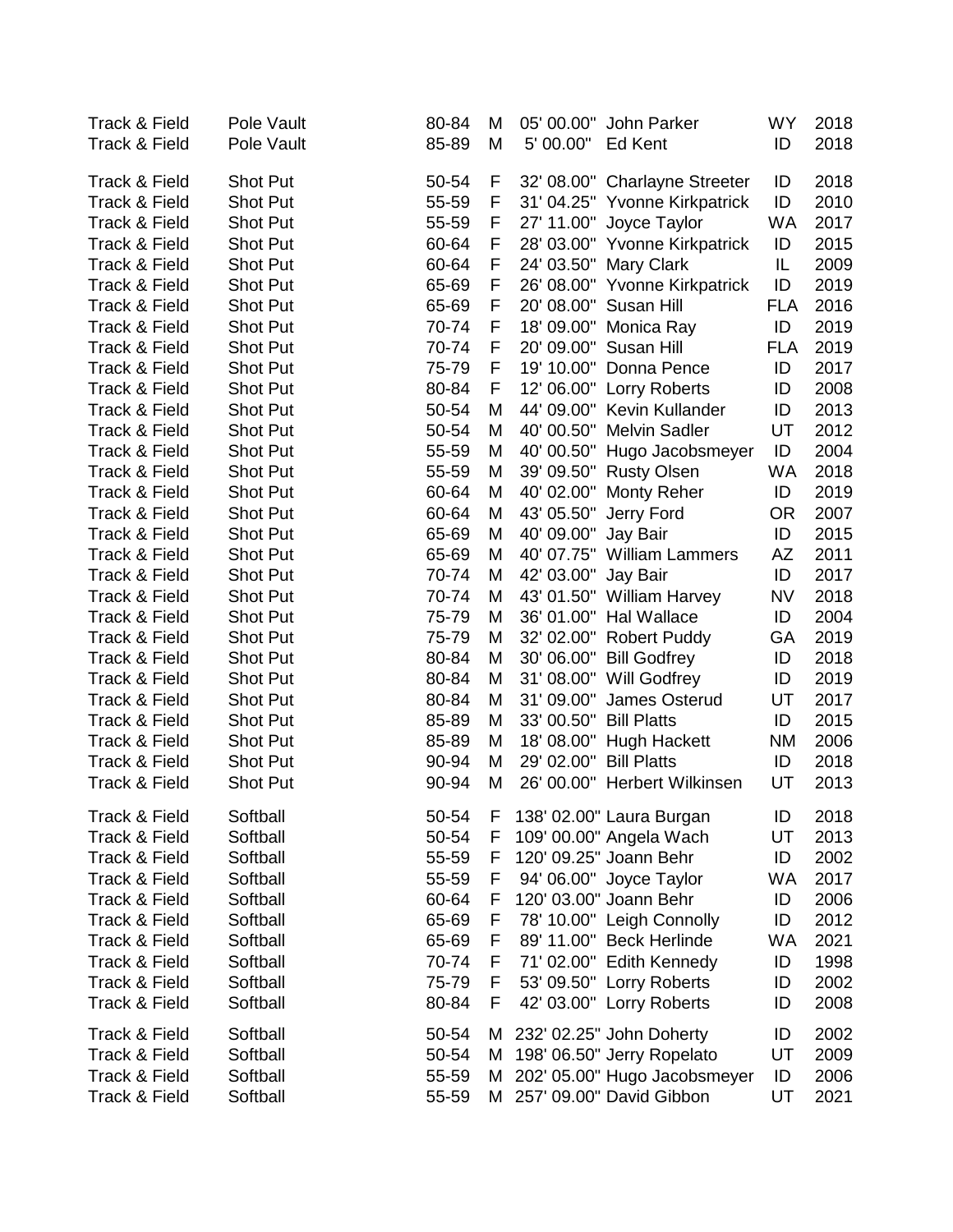| | | | | | | | |
|---|---|---|---|---|---|---|---|
| Track & Field | Pole Vault | 80-84 | M | 05' 00.00" | John Parker | WY | 2018 |
| Track & Field | Pole Vault | 85-89 | M | 5' 00.00" | Ed Kent | ID | 2018 |
| Track & Field | Shot Put | 50-54 | F | 32' 08.00" | Charlayne Streeter | ID | 2018 |
| Track & Field | Shot Put | 55-59 | F | 31' 04.25" | Yvonne Kirkpatrick | ID | 2010 |
| Track & Field | Shot Put | 55-59 | F | 27' 11.00" | Joyce Taylor | WA | 2017 |
| Track & Field | Shot Put | 60-64 | F | 28' 03.00" | Yvonne Kirkpatrick | ID | 2015 |
| Track & Field | Shot Put | 60-64 | F | 24' 03.50" | Mary Clark | IL | 2009 |
| Track & Field | Shot Put | 65-69 | F | 26' 08.00" | Yvonne Kirkpatrick | ID | 2019 |
| Track & Field | Shot Put | 65-69 | F | 20' 08.00" | Susan Hill | FLA | 2016 |
| Track & Field | Shot Put | 70-74 | F | 18' 09.00" | Monica Ray | ID | 2019 |
| Track & Field | Shot Put | 70-74 | F | 20' 09.00" | Susan Hill | FLA | 2019 |
| Track & Field | Shot Put | 75-79 | F | 19' 10.00" | Donna Pence | ID | 2017 |
| Track & Field | Shot Put | 80-84 | F | 12' 06.00" | Lorry Roberts | ID | 2008 |
| Track & Field | Shot Put | 50-54 | M | 44' 09.00" | Kevin Kullander | ID | 2013 |
| Track & Field | Shot Put | 50-54 | M | 40' 00.50" | Melvin Sadler | UT | 2012 |
| Track & Field | Shot Put | 55-59 | M | 40' 00.50" | Hugo Jacobsmeyer | ID | 2004 |
| Track & Field | Shot Put | 55-59 | M | 39' 09.50" | Rusty Olsen | WA | 2018 |
| Track & Field | Shot Put | 60-64 | M | 40' 02.00" | Monty Reher | ID | 2019 |
| Track & Field | Shot Put | 60-64 | M | 43' 05.50" | Jerry Ford | OR | 2007 |
| Track & Field | Shot Put | 65-69 | M | 40' 09.00" | Jay Bair | ID | 2015 |
| Track & Field | Shot Put | 65-69 | M | 40' 07.75" | William Lammers | AZ | 2011 |
| Track & Field | Shot Put | 70-74 | M | 42' 03.00" | Jay Bair | ID | 2017 |
| Track & Field | Shot Put | 70-74 | M | 43' 01.50" | William Harvey | NV | 2018 |
| Track & Field | Shot Put | 75-79 | M | 36' 01.00" | Hal Wallace | ID | 2004 |
| Track & Field | Shot Put | 75-79 | M | 32' 02.00" | Robert Puddy | GA | 2019 |
| Track & Field | Shot Put | 80-84 | M | 30' 06.00" | Bill Godfrey | ID | 2018 |
| Track & Field | Shot Put | 80-84 | M | 31' 08.00" | Will Godfrey | ID | 2019 |
| Track & Field | Shot Put | 80-84 | M | 31' 09.00" | James Osterud | UT | 2017 |
| Track & Field | Shot Put | 85-89 | M | 33' 00.50" | Bill Platts | ID | 2015 |
| Track & Field | Shot Put | 85-89 | M | 18' 08.00" | Hugh Hackett | NM | 2006 |
| Track & Field | Shot Put | 90-94 | M | 29' 02.00" | Bill Platts | ID | 2018 |
| Track & Field | Shot Put | 90-94 | M | 26' 00.00" | Herbert Wilkinsen | UT | 2013 |
| Track & Field | Softball | 50-54 | F | 138' 02.00" | Laura Burgan | ID | 2018 |
| Track & Field | Softball | 50-54 | F | 109' 00.00" | Angela Wach | UT | 2013 |
| Track & Field | Softball | 55-59 | F | 120' 09.25" | Joann Behr | ID | 2002 |
| Track & Field | Softball | 55-59 | F | 94' 06.00" | Joyce Taylor | WA | 2017 |
| Track & Field | Softball | 60-64 | F | 120' 03.00" | Joann Behr | ID | 2006 |
| Track & Field | Softball | 65-69 | F | 78' 10.00" | Leigh Connolly | ID | 2012 |
| Track & Field | Softball | 65-69 | F | 89' 11.00" | Beck Herlinde | WA | 2021 |
| Track & Field | Softball | 70-74 | F | 71' 02.00" | Edith Kennedy | ID | 1998 |
| Track & Field | Softball | 75-79 | F | 53' 09.50" | Lorry Roberts | ID | 2002 |
| Track & Field | Softball | 80-84 | F | 42' 03.00" | Lorry Roberts | ID | 2008 |
| Track & Field | Softball | 50-54 | M | 232' 02.25" | John Doherty | ID | 2002 |
| Track & Field | Softball | 50-54 | M | 198' 06.50" | Jerry Ropelato | UT | 2009 |
| Track & Field | Softball | 55-59 | M | 202' 05.00" | Hugo Jacobsmeyer | ID | 2006 |
| Track & Field | Softball | 55-59 | M | 257' 09.00" | David Gibbon | UT | 2021 |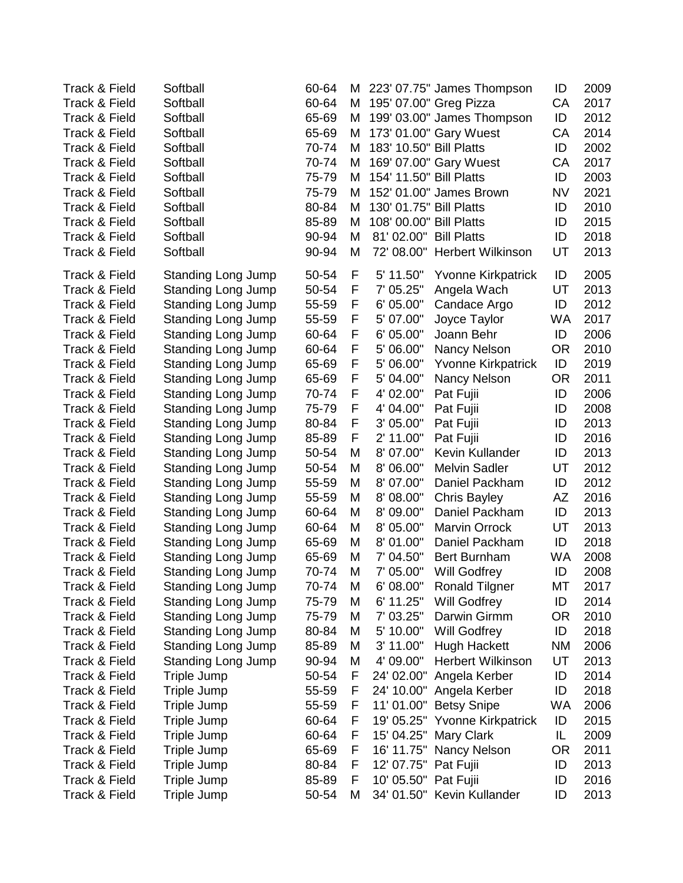| | | | | | | | |
|---|---|---|---|---|---|---|---|
| Track & Field | Softball | 60-64 | M | 223' 07.75" | James Thompson | ID | 2009 |
| Track & Field | Softball | 60-64 | M | 195' 07.00" | Greg Pizza | CA | 2017 |
| Track & Field | Softball | 65-69 | M | 199' 03.00" | James Thompson | ID | 2012 |
| Track & Field | Softball | 65-69 | M | 173' 01.00" | Gary Wuest | CA | 2014 |
| Track & Field | Softball | 70-74 | M | 183' 10.50" | Bill Platts | ID | 2002 |
| Track & Field | Softball | 70-74 | M | 169' 07.00" | Gary Wuest | CA | 2017 |
| Track & Field | Softball | 75-79 | M | 154' 11.50" | Bill Platts | ID | 2003 |
| Track & Field | Softball | 75-79 | M | 152' 01.00" | James Brown | NV | 2021 |
| Track & Field | Softball | 80-84 | M | 130' 01.75" | Bill Platts | ID | 2010 |
| Track & Field | Softball | 85-89 | M | 108' 00.00" | Bill Platts | ID | 2015 |
| Track & Field | Softball | 90-94 | M | 81' 02.00" | Bill Platts | ID | 2018 |
| Track & Field | Softball | 90-94 | M | 72' 08.00" | Herbert Wilkinson | UT | 2013 |
| Track & Field | Standing Long Jump | 50-54 | F | 5' 11.50" | Yvonne Kirkpatrick | ID | 2005 |
| Track & Field | Standing Long Jump | 50-54 | F | 7' 05.25" | Angela Wach | UT | 2013 |
| Track & Field | Standing Long Jump | 55-59 | F | 6' 05.00" | Candace Argo | ID | 2012 |
| Track & Field | Standing Long Jump | 55-59 | F | 5' 07.00" | Joyce Taylor | WA | 2017 |
| Track & Field | Standing Long Jump | 60-64 | F | 6' 05.00" | Joann Behr | ID | 2006 |
| Track & Field | Standing Long Jump | 60-64 | F | 5' 06.00" | Nancy Nelson | OR | 2010 |
| Track & Field | Standing Long Jump | 65-69 | F | 5' 06.00" | Yvonne Kirkpatrick | ID | 2019 |
| Track & Field | Standing Long Jump | 65-69 | F | 5' 04.00" | Nancy Nelson | OR | 2011 |
| Track & Field | Standing Long Jump | 70-74 | F | 4' 02.00" | Pat Fujii | ID | 2006 |
| Track & Field | Standing Long Jump | 75-79 | F | 4' 04.00" | Pat Fujii | ID | 2008 |
| Track & Field | Standing Long Jump | 80-84 | F | 3' 05.00" | Pat Fujii | ID | 2013 |
| Track & Field | Standing Long Jump | 85-89 | F | 2' 11.00" | Pat Fujii | ID | 2016 |
| Track & Field | Standing Long Jump | 50-54 | M | 8' 07.00" | Kevin Kullander | ID | 2013 |
| Track & Field | Standing Long Jump | 50-54 | M | 8' 06.00" | Melvin Sadler | UT | 2012 |
| Track & Field | Standing Long Jump | 55-59 | M | 8' 07.00" | Daniel Packham | ID | 2012 |
| Track & Field | Standing Long Jump | 55-59 | M | 8' 08.00" | Chris Bayley | AZ | 2016 |
| Track & Field | Standing Long Jump | 60-64 | M | 8' 09.00" | Daniel Packham | ID | 2013 |
| Track & Field | Standing Long Jump | 60-64 | M | 8' 05.00" | Marvin Orrock | UT | 2013 |
| Track & Field | Standing Long Jump | 65-69 | M | 8' 01.00" | Daniel Packham | ID | 2018 |
| Track & Field | Standing Long Jump | 65-69 | M | 7' 04.50" | Bert Burnham | WA | 2008 |
| Track & Field | Standing Long Jump | 70-74 | M | 7' 05.00" | Will Godfrey | ID | 2008 |
| Track & Field | Standing Long Jump | 70-74 | M | 6' 08.00" | Ronald Tilgner | MT | 2017 |
| Track & Field | Standing Long Jump | 75-79 | M | 6' 11.25" | Will Godfrey | ID | 2014 |
| Track & Field | Standing Long Jump | 75-79 | M | 7' 03.25" | Darwin Girmm | OR | 2010 |
| Track & Field | Standing Long Jump | 80-84 | M | 5' 10.00" | Will Godfrey | ID | 2018 |
| Track & Field | Standing Long Jump | 85-89 | M | 3' 11.00" | Hugh Hackett | NM | 2006 |
| Track & Field | Standing Long Jump | 90-94 | M | 4' 09.00" | Herbert Wilkinson | UT | 2013 |
| Track & Field | Triple Jump | 50-54 | F | 24' 02.00" | Angela Kerber | ID | 2014 |
| Track & Field | Triple Jump | 55-59 | F | 24' 10.00" | Angela Kerber | ID | 2018 |
| Track & Field | Triple Jump | 55-59 | F | 11' 01.00" | Betsy Snipe | WA | 2006 |
| Track & Field | Triple Jump | 60-64 | F | 19' 05.25" | Yvonne Kirkpatrick | ID | 2015 |
| Track & Field | Triple Jump | 60-64 | F | 15' 04.25" | Mary Clark | IL | 2009 |
| Track & Field | Triple Jump | 65-69 | F | 16' 11.75" | Nancy Nelson | OR | 2011 |
| Track & Field | Triple Jump | 80-84 | F | 12' 07.75" | Pat Fujii | ID | 2013 |
| Track & Field | Triple Jump | 85-89 | F | 10' 05.50" | Pat Fujii | ID | 2016 |
| Track & Field | Triple Jump | 50-54 | M | 34' 01.50" | Kevin Kullander | ID | 2013 |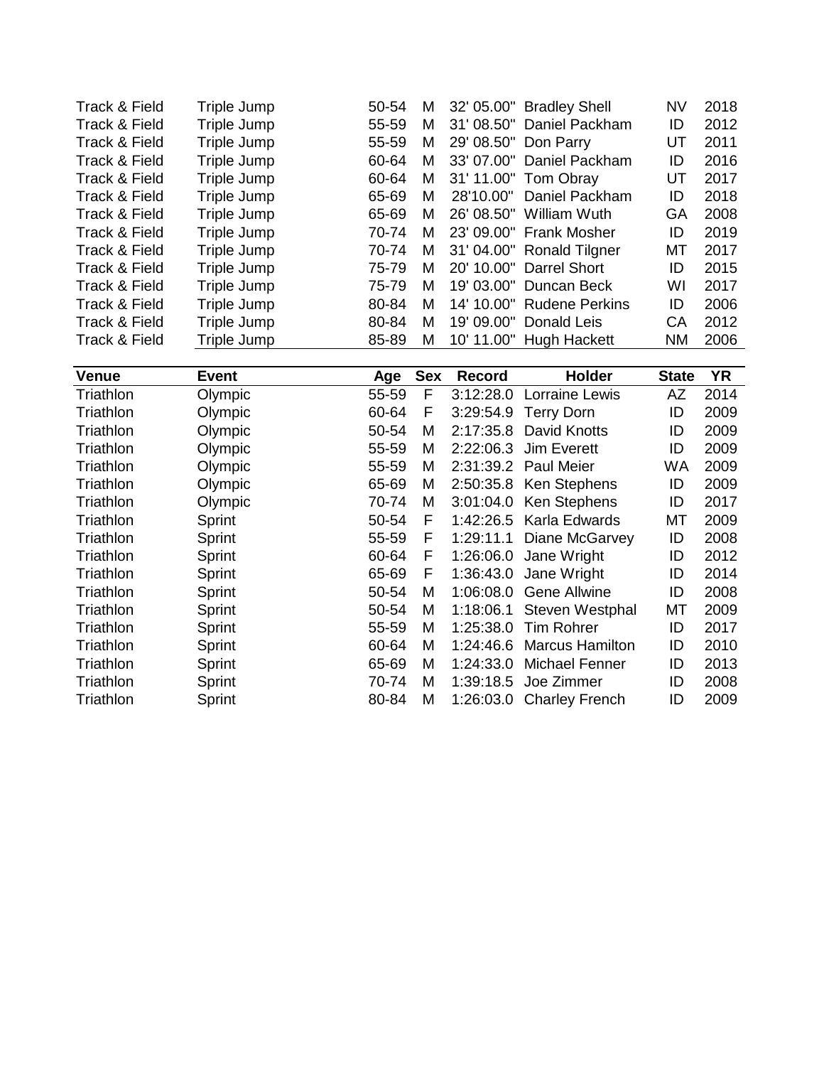| | | | | | | | |
|---|---|---|---|---|---|---|---|
| Track & Field | Triple Jump | 50-54 | M | 32' 05.00" | Bradley Shell | NV | 2018 |
| Track & Field | Triple Jump | 55-59 | M | 31' 08.50" | Daniel Packham | ID | 2012 |
| Track & Field | Triple Jump | 55-59 | M | 29' 08.50" | Don Parry | UT | 2011 |
| Track & Field | Triple Jump | 60-64 | M | 33' 07.00" | Daniel Packham | ID | 2016 |
| Track & Field | Triple Jump | 60-64 | M | 31' 11.00" | Tom Obray | UT | 2017 |
| Track & Field | Triple Jump | 65-69 | M | 28'10.00" | Daniel Packham | ID | 2018 |
| Track & Field | Triple Jump | 65-69 | M | 26' 08.50" | William Wuth | GA | 2008 |
| Track & Field | Triple Jump | 70-74 | M | 23' 09.00" | Frank Mosher | ID | 2019 |
| Track & Field | Triple Jump | 70-74 | M | 31' 04.00" | Ronald Tilgner | MT | 2017 |
| Track & Field | Triple Jump | 75-79 | M | 20' 10.00" | Darrel Short | ID | 2015 |
| Track & Field | Triple Jump | 75-79 | M | 19' 03.00" | Duncan Beck | WI | 2017 |
| Track & Field | Triple Jump | 80-84 | M | 14' 10.00" | Rudene Perkins | ID | 2006 |
| Track & Field | Triple Jump | 80-84 | M | 19' 09.00" | Donald Leis | CA | 2012 |
| Track & Field | Triple Jump | 85-89 | M | 10' 11.00" | Hugh Hackett | NM | 2006 |

| Venue | Event | Age | Sex | Record | Holder | State | YR |
|---|---|---|---|---|---|---|---|
| Triathlon | Olympic | 55-59 | F | 3:12:28.0 | Lorraine Lewis | AZ | 2014 |
| Triathlon | Olympic | 60-64 | F | 3:29:54.9 | Terry Dorn | ID | 2009 |
| Triathlon | Olympic | 50-54 | M | 2:17:35.8 | David Knotts | ID | 2009 |
| Triathlon | Olympic | 55-59 | M | 2:22:06.3 | Jim Everett | ID | 2009 |
| Triathlon | Olympic | 55-59 | M | 2:31:39.2 | Paul Meier | WA | 2009 |
| Triathlon | Olympic | 65-69 | M | 2:50:35.8 | Ken Stephens | ID | 2009 |
| Triathlon | Olympic | 70-74 | M | 3:01:04.0 | Ken Stephens | ID | 2017 |
| Triathlon | Sprint | 50-54 | F | 1:42:26.5 | Karla Edwards | MT | 2009 |
| Triathlon | Sprint | 55-59 | F | 1:29:11.1 | Diane McGarvey | ID | 2008 |
| Triathlon | Sprint | 60-64 | F | 1:26:06.0 | Jane Wright | ID | 2012 |
| Triathlon | Sprint | 65-69 | F | 1:36:43.0 | Jane Wright | ID | 2014 |
| Triathlon | Sprint | 50-54 | M | 1:06:08.0 | Gene Allwine | ID | 2008 |
| Triathlon | Sprint | 50-54 | M | 1:18:06.1 | Steven Westphal | MT | 2009 |
| Triathlon | Sprint | 55-59 | M | 1:25:38.0 | Tim Rohrer | ID | 2017 |
| Triathlon | Sprint | 60-64 | M | 1:24:46.6 | Marcus Hamilton | ID | 2010 |
| Triathlon | Sprint | 65-69 | M | 1:24:33.0 | Michael Fenner | ID | 2013 |
| Triathlon | Sprint | 70-74 | M | 1:39:18.5 | Joe Zimmer | ID | 2008 |
| Triathlon | Sprint | 80-84 | M | 1:26:03.0 | Charley French | ID | 2009 |